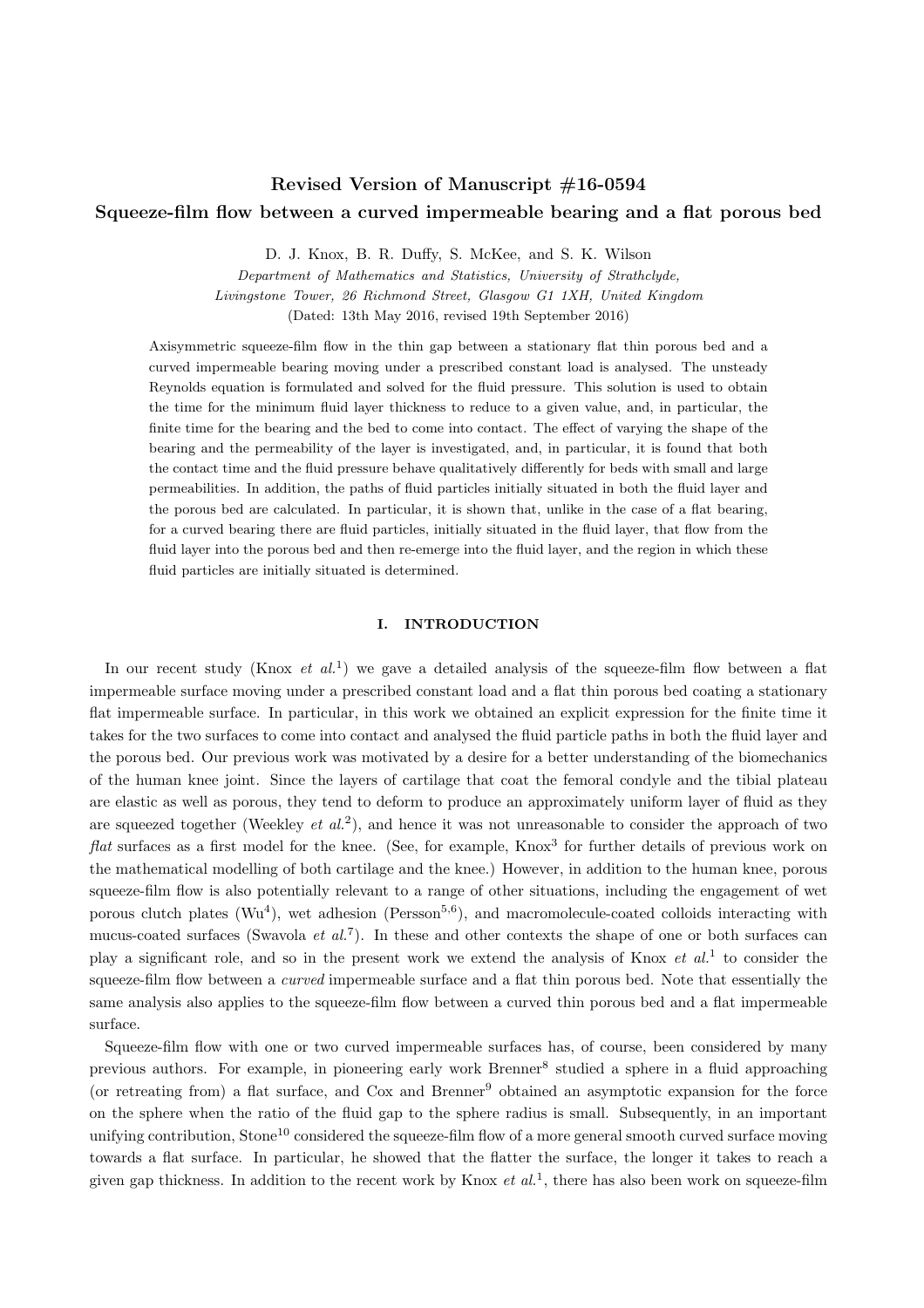## Revised Version of Manuscript #16-0594
## Squeeze-film flow between a curved impermeable bearing and a flat porous bed

D. J. Knox, B. R. Duffy, S. McKee, and S. K. Wilson

*Department of Mathematics and Statistics, University of Strathclyde, Livingstone Tower, 26 Richmond Street, Glasgow G1 1XH, United Kingdom*

(Dated: 13th May 2016, revised 19th September 2016)

Axisymmetric squeeze-film flow in the thin gap between a stationary flat thin porous bed and a curved impermeable bearing moving under a prescribed constant load is analysed. The unsteady Reynolds equation is formulated and solved for the fluid pressure. This solution is used to obtain the time for the minimum fluid layer thickness to reduce to a given value, and, in particular, the finite time for the bearing and the bed to come into contact. The effect of varying the shape of the bearing and the permeability of the layer is investigated, and, in particular, it is found that both the contact time and the fluid pressure behave qualitatively differently for beds with small and large permeabilities. In addition, the paths of fluid particles initially situated in both the fluid layer and the porous bed are calculated. In particular, it is shown that, unlike in the case of a flat bearing, for a curved bearing there are fluid particles, initially situated in the fluid layer, that flow from the fluid layer into the porous bed and then re-emerge into the fluid layer, and the region in which these fluid particles are initially situated is determined.

### I. INTRODUCTION

In our recent study (Knox *et al.*[1]) we gave a detailed analysis of the squeeze-film flow between a flat impermeable surface moving under a prescribed constant load and a flat thin porous bed coating a stationary flat impermeable surface. In particular, in this work we obtained an explicit expression for the finite time it takes for the two surfaces to come into contact and analysed the fluid particle paths in both the fluid layer and the porous bed. Our previous work was motivated by a desire for a better understanding of the biomechanics of the human knee joint. Since the layers of cartilage that coat the femoral condyle and the tibial plateau are elastic as well as porous, they tend to deform to produce an approximately uniform layer of fluid as they are squeezed together (Weekley *et al.*[2]), and hence it was not unreasonable to consider the approach of two *flat* surfaces as a first model for the knee. (See, for example, Knox[3] for further details of previous work on the mathematical modelling of both cartilage and the knee.) However, in addition to the human knee, porous squeeze-film flow is also potentially relevant to a range of other situations, including the engagement of wet porous clutch plates (Wu[4]), wet adhesion (Persson[5,6]), and macromolecule-coated colloids interacting with mucus-coated surfaces (Swavola *et al.*[7]). In these and other contexts the shape of one or both surfaces can play a significant role, and so in the present work we extend the analysis of Knox *et al.*[1] to consider the squeeze-film flow between a *curved* impermeable surface and a flat thin porous bed. Note that essentially the same analysis also applies to the squeeze-film flow between a curved thin porous bed and a flat impermeable surface.

Squeeze-film flow with one or two curved impermeable surfaces has, of course, been considered by many previous authors. For example, in pioneering early work Brenner[8] studied a sphere in a fluid approaching (or retreating from) a flat surface, and Cox and Brenner[9] obtained an asymptotic expansion for the force on the sphere when the ratio of the fluid gap to the sphere radius is small. Subsequently, in an important unifying contribution, Stone[10] considered the squeeze-film flow of a more general smooth curved surface moving towards a flat surface. In particular, he showed that the flatter the surface, the longer it takes to reach a given gap thickness. In addition to the recent work by Knox *et al.*[1], there has also been work on squeeze-film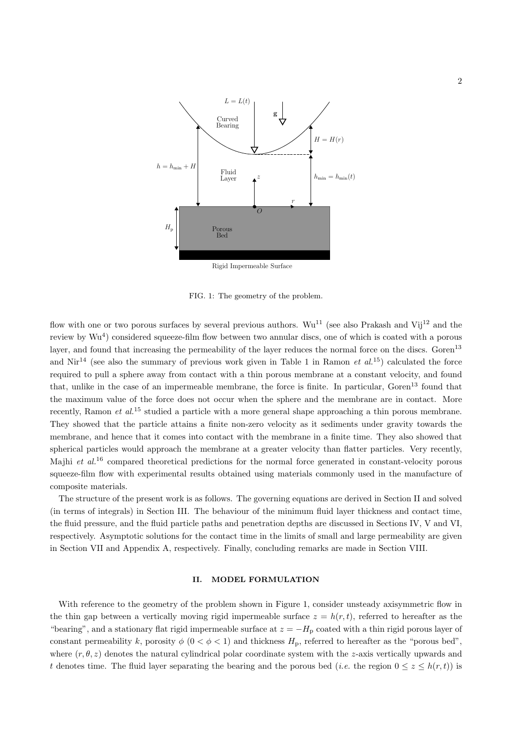FIG. 1: The geometry of the problem.

flow with one or two porous surfaces by several previous authors. Wu[11] (see also Prakash and Vij[12] and the review by Wu[4]) considered squeeze-film flow between two annular discs, one of which is coated with a porous layer, and found that increasing the permeability of the layer reduces the normal force on the discs. Goren[13] and Nir[14] (see also the summary of previous work given in Table 1 in Ramon *et al.*[15]) calculated the force required to pull a sphere away from contact with a thin porous membrane at a constant velocity, and found that, unlike in the case of an impermeable membrane, the force is finite. In particular, Goren[13] found that the maximum value of the force does not occur when the sphere and the membrane are in contact. More recently, Ramon *et al.*[15] studied a particle with a more general shape approaching a thin porous membrane. They showed that the particle attains a finite non-zero velocity as it sediments under gravity towards the membrane, and hence that it comes into contact with the membrane in a finite time. They also showed that spherical particles would approach the membrane at a greater velocity than flatter particles. Very recently, Majhi *et al.*[16] compared theoretical predictions for the normal force generated in constant-velocity porous squeeze-film flow with experimental results obtained using materials commonly used in the manufacture of composite materials.

The structure of the present work is as follows. The governing equations are derived in Section II and solved (in terms of integrals) in Section III. The behaviour of the minimum fluid layer thickness and contact time, the fluid pressure, and the fluid particle paths and penetration depths are discussed in Sections IV, V and VI, respectively. Asymptotic solutions for the contact time in the limits of small and large permeability are given in Section VII and Appendix A, respectively. Finally, concluding remarks are made in Section VIII.

## II. MODEL FORMULATION

With reference to the geometry of the problem shown in Figure 1, consider unsteady axisymmetric flow in the thin gap between a vertically moving rigid impermeable surface $z = h(r, t)$, referred to hereafter as the "bearing", and a stationary flat rigid impermeable surface at $z = -H_\mathrm{p}$ coated with a thin rigid porous layer of constant permeability $k$, porosity $\phi$ ($0 < \phi < 1$) and thickness $H_\mathrm{p}$, referred to hereafter as the "porous bed", where $(r, \theta, z)$ denotes the natural cylindrical polar coordinate system with the $z$-axis vertically upwards and $t$ denotes time. The fluid layer separating the bearing and the porous bed (*i.e.* the region $0 \leq z \leq h(r, t)$) is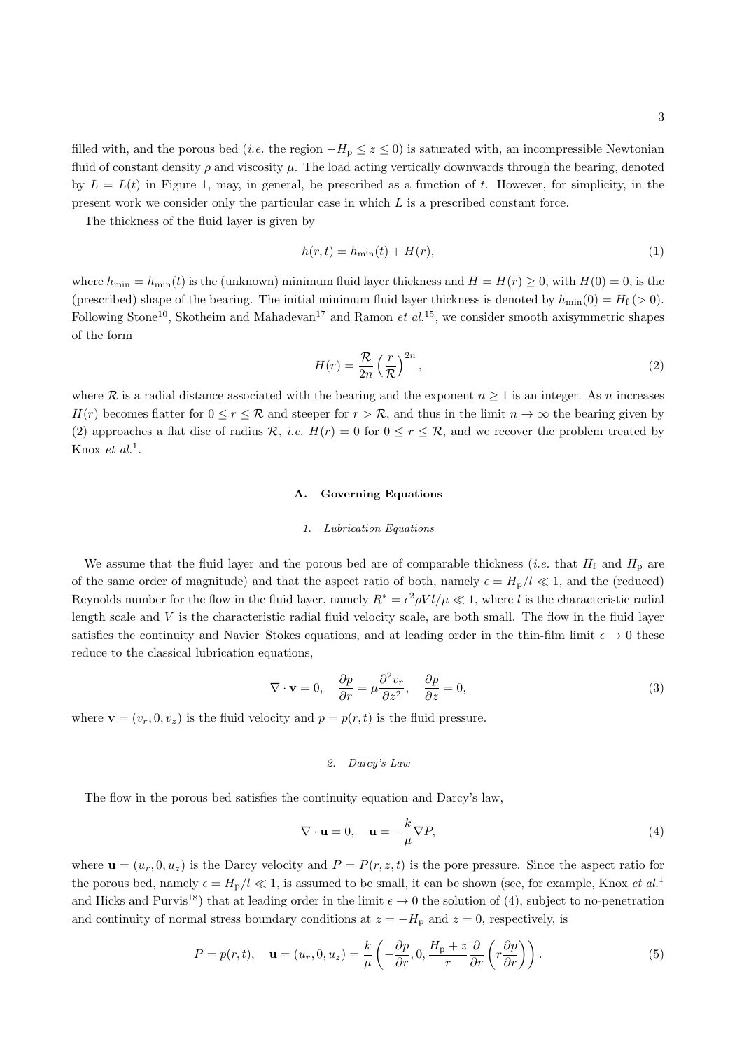filled with, and the porous bed (*i.e.* the region $-H_\mathrm{p} \le z \le 0$) is saturated with, an incompressible Newtonian fluid of constant density $\rho$ and viscosity $\mu$. The load acting vertically downwards through the bearing, denoted by $L = L(t)$ in Figure 1, may, in general, be prescribed as a function of $t$. However, for simplicity, in the present work we consider only the particular case in which $L$ is a prescribed constant force.

The thickness of the fluid layer is given by

$$h(r,t) = h_\mathrm{min}(t) + H(r), \tag{1}$$

where $h_\mathrm{min} = h_\mathrm{min}(t)$ is the (unknown) minimum fluid layer thickness and $H = H(r) \ge 0$, with $H(0) = 0$, is the (prescribed) shape of the bearing. The initial minimum fluid layer thickness is denoted by $h_\mathrm{min}(0) = H_\mathrm{f}\ (> 0)$. Following Stone[10], Skotheim and Mahadevan[17] and Ramon *et al.*[15], we consider smooth axisymmetric shapes of the form

$$H(r) = \frac{\mathcal{R}}{2n}\left(\frac{r}{\mathcal{R}}\right)^{2n}, \tag{2}$$

where $\mathcal{R}$ is a radial distance associated with the bearing and the exponent $n \ge 1$ is an integer. As $n$ increases $H(r)$ becomes flatter for $0 \le r \le \mathcal{R}$ and steeper for $r > \mathcal{R}$, and thus in the limit $n \to \infty$ the bearing given by (2) approaches a flat disc of radius $\mathcal{R}$, *i.e.* $H(r) = 0$ for $0 \le r \le \mathcal{R}$, and we recover the problem treated by Knox *et al.*[1].

### A. Governing Equations

#### 1. Lubrication Equations

We assume that the fluid layer and the porous bed are of comparable thickness (*i.e.* that $H_\mathrm{f}$ and $H_\mathrm{p}$ are of the same order of magnitude) and that the aspect ratio of both, namely $\epsilon = H_\mathrm{p}/l \ll 1$, and the (reduced) Reynolds number for the flow in the fluid layer, namely $R^* = \epsilon^2 \rho V l/\mu \ll 1$, where $l$ is the characteristic radial length scale and $V$ is the characteristic radial fluid velocity scale, are both small. The flow in the fluid layer satisfies the continuity and Navier–Stokes equations, and at leading order in the thin-film limit $\epsilon \to 0$ these reduce to the classical lubrication equations,

$$\nabla \cdot \mathbf{v} = 0, \quad \frac{\partial p}{\partial r} = \mu \frac{\partial^2 v_r}{\partial z^2}, \quad \frac{\partial p}{\partial z} = 0, \tag{3}$$

where $\mathbf{v} = (v_r, 0, v_z)$ is the fluid velocity and $p = p(r,t)$ is the fluid pressure.

#### 2. Darcy's Law

The flow in the porous bed satisfies the continuity equation and Darcy's law,

$$\nabla \cdot \mathbf{u} = 0, \quad \mathbf{u} = -\frac{k}{\mu}\nabla P, \tag{4}$$

where $\mathbf{u} = (u_r, 0, u_z)$ is the Darcy velocity and $P = P(r,z,t)$ is the pore pressure. Since the aspect ratio for the porous bed, namely $\epsilon = H_\mathrm{p}/l \ll 1$, is assumed to be small, it can be shown (see, for example, Knox *et al.*[1] and Hicks and Purvis[18]) that at leading order in the limit $\epsilon \to 0$ the solution of (4), subject to no-penetration and continuity of normal stress boundary conditions at $z = -H_\mathrm{p}$ and $z = 0$, respectively, is

$$P = p(r,t), \quad \mathbf{u} = (u_r, 0, u_z) = \frac{k}{\mu}\left(-\frac{\partial p}{\partial r}, 0, \frac{H_\mathrm{p} + z}{r}\frac{\partial}{\partial r}\left(r\frac{\partial p}{\partial r}\right)\right). \tag{5}$$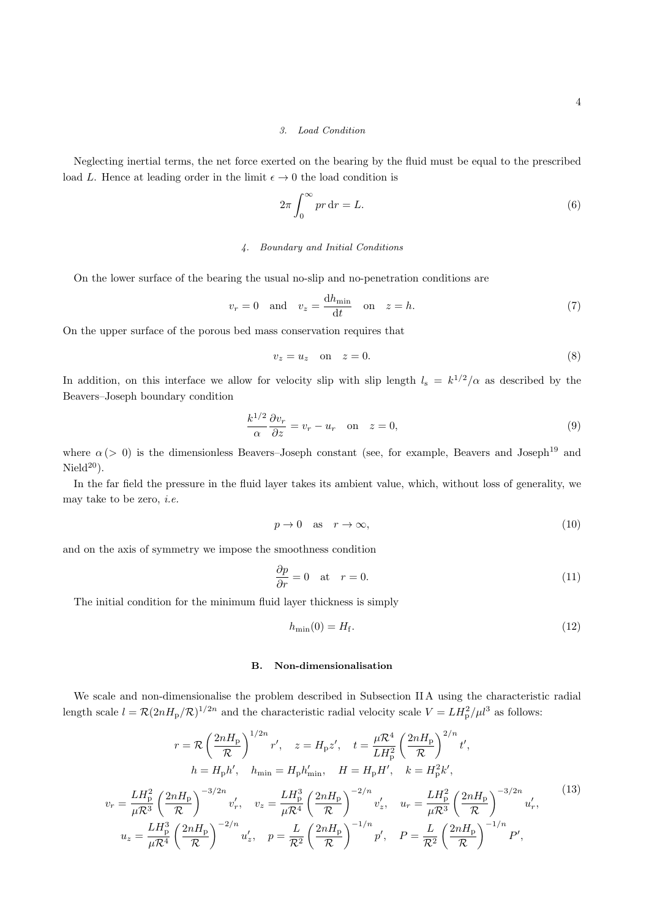### 3. Load Condition

Neglecting inertial terms, the net force exerted on the bearing by the fluid must be equal to the prescribed load $L$. Hence at leading order in the limit $\epsilon \to 0$ the load condition is

$$2\pi \int_0^\infty pr \, \mathrm{d}r = L. \tag{6}$$

### 4. Boundary and Initial Conditions

On the lower surface of the bearing the usual no-slip and no-penetration conditions are

$$v_r = 0 \quad \text{and} \quad v_z = \frac{\mathrm{d}h_{\mathrm{min}}}{\mathrm{d}t} \quad \text{on} \quad z = h. \tag{7}$$

On the upper surface of the porous bed mass conservation requires that

$$v_z = u_z \quad \text{on} \quad z = 0. \tag{8}$$

In addition, on this interface we allow for velocity slip with slip length $l_{\mathrm{s}} = k^{1/2}/\alpha$ as described by the Beavers–Joseph boundary condition

$$\frac{k^{1/2}}{\alpha}\frac{\partial v_r}{\partial z} = v_r - u_r \quad \text{on} \quad z = 0, \tag{9}$$

where $\alpha\,(> 0)$ is the dimensionless Beavers–Joseph constant (see, for example, Beavers and Joseph[19] and Nield[20]).

In the far field the pressure in the fluid layer takes its ambient value, which, without loss of generality, we may take to be zero, *i.e.*

$$p \to 0 \quad \text{as} \quad r \to \infty, \tag{10}$$

and on the axis of symmetry we impose the smoothness condition

$$\frac{\partial p}{\partial r} = 0 \quad \text{at} \quad r = 0. \tag{11}$$

The initial condition for the minimum fluid layer thickness is simply

$$h_{\mathrm{min}}(0) = H_{\mathrm{f}}. \tag{12}$$

## B. Non-dimensionalisation

We scale and non-dimensionalise the problem described in Subsection II A using the characteristic radial length scale $l = \mathcal{R}(2nH_{\mathrm{p}}/\mathcal{R})^{1/2n}$ and the characteristic radial velocity scale $V = LH_{\mathrm{p}}^2/\mu l^3$ as follows:

$$\begin{gathered}
r = \mathcal{R}\left(\frac{2nH_{\mathrm{p}}}{\mathcal{R}}\right)^{1/2n} r', \quad z = H_{\mathrm{p}}z', \quad t = \frac{\mu\mathcal{R}^4}{LH_{\mathrm{p}}^2}\left(\frac{2nH_{\mathrm{p}}}{\mathcal{R}}\right)^{2/n} t', \\
h = H_{\mathrm{p}}h', \quad h_{\mathrm{min}} = H_{\mathrm{p}}h'_{\mathrm{min}}, \quad H = H_{\mathrm{p}}H', \quad k = H_{\mathrm{p}}^2 k', \\
v_r = \frac{LH_{\mathrm{p}}^2}{\mu\mathcal{R}^3}\left(\frac{2nH_{\mathrm{p}}}{\mathcal{R}}\right)^{-3/2n} v'_r, \quad v_z = \frac{LH_{\mathrm{p}}^3}{\mu\mathcal{R}^4}\left(\frac{2nH_{\mathrm{p}}}{\mathcal{R}}\right)^{-2/n} v'_z, \quad u_r = \frac{LH_{\mathrm{p}}^2}{\mu\mathcal{R}^3}\left(\frac{2nH_{\mathrm{p}}}{\mathcal{R}}\right)^{-3/2n} u'_r, \\
u_z = \frac{LH_{\mathrm{p}}^3}{\mu\mathcal{R}^4}\left(\frac{2nH_{\mathrm{p}}}{\mathcal{R}}\right)^{-2/n} u'_z, \quad p = \frac{L}{\mathcal{R}^2}\left(\frac{2nH_{\mathrm{p}}}{\mathcal{R}}\right)^{-1/n} p', \quad P = \frac{L}{\mathcal{R}^2}\left(\frac{2nH_{\mathrm{p}}}{\mathcal{R}}\right)^{-1/n} P',
\end{gathered} \tag{13}$$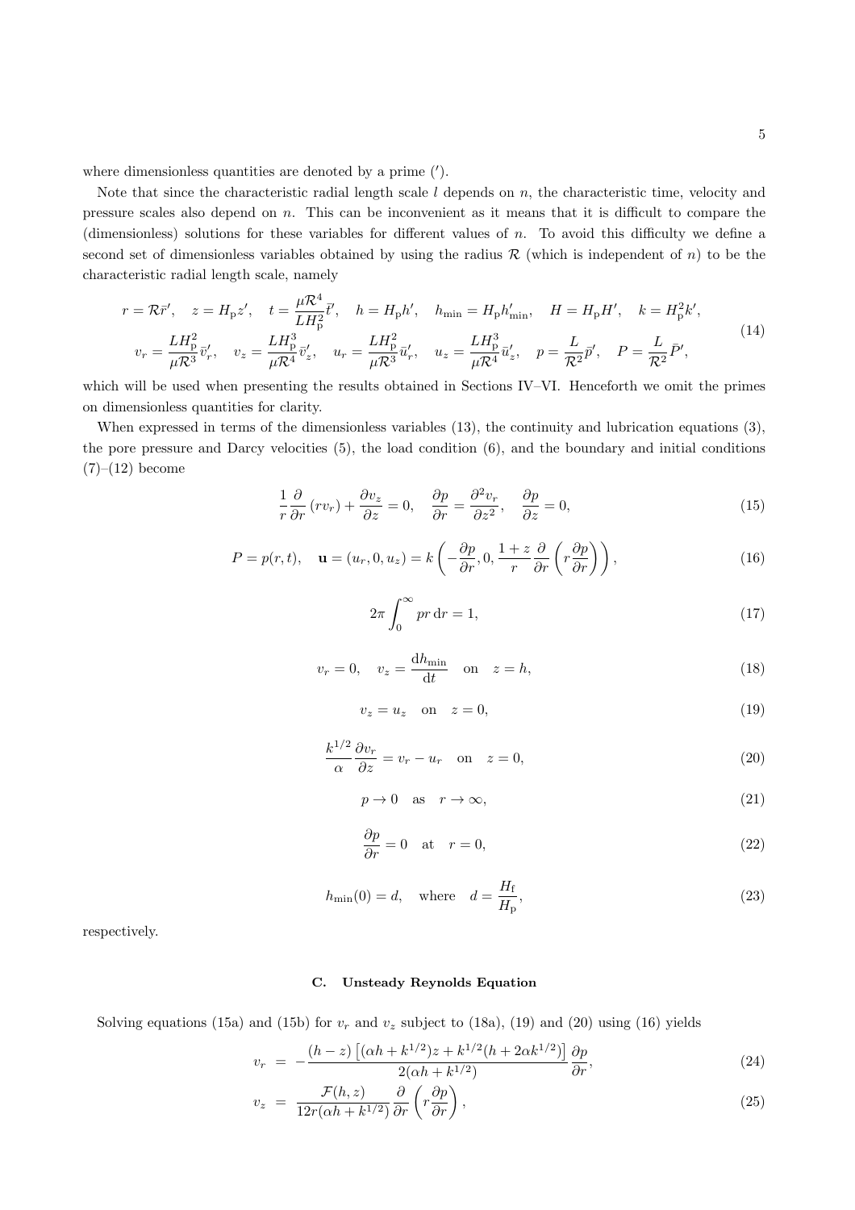where dimensionless quantities are denoted by a prime ($'$).

Note that since the characteristic radial length scale $l$ depends on $n$, the characteristic time, velocity and pressure scales also depend on $n$. This can be inconvenient as it means that it is difficult to compare the (dimensionless) solutions for these variables for different values of $n$. To avoid this difficulty we define a second set of dimensionless variables obtained by using the radius $\mathcal{R}$ (which is independent of $n$) to be the characteristic radial length scale, namely

$$
\begin{gathered}
r = \mathcal{R}\bar{r}', \quad z = H_{\mathrm{p}}z', \quad t = \frac{\mu\mathcal{R}^4}{LH_{\mathrm{p}}^2}\bar{t}', \quad h = H_{\mathrm{p}}h', \quad h_{\min} = H_{\mathrm{p}}h'_{\min}, \quad H = H_{\mathrm{p}}H', \quad k = H_{\mathrm{p}}^2k', \\
v_r = \frac{LH_{\mathrm{p}}^2}{\mu\mathcal{R}^3}\bar{v}'_r, \quad v_z = \frac{LH_{\mathrm{p}}^3}{\mu\mathcal{R}^4}\bar{v}'_z, \quad u_r = \frac{LH_{\mathrm{p}}^2}{\mu\mathcal{R}^3}\bar{u}'_r, \quad u_z = \frac{LH_{\mathrm{p}}^3}{\mu\mathcal{R}^4}\bar{u}'_z, \quad p = \frac{L}{\mathcal{R}^2}\bar{p}', \quad P = \frac{L}{\mathcal{R}^2}\bar{P}',
\end{gathered}
\tag{14}
$$

which will be used when presenting the results obtained in Sections IV–VI. Henceforth we omit the primes on dimensionless quantities for clarity.

When expressed in terms of the dimensionless variables (13), the continuity and lubrication equations (3), the pore pressure and Darcy velocities (5), the load condition (6), and the boundary and initial conditions (7)–(12) become

$$
\frac{1}{r}\frac{\partial}{\partial r}\left(rv_r\right) + \frac{\partial v_z}{\partial z} = 0, \quad \frac{\partial p}{\partial r} = \frac{\partial^2 v_r}{\partial z^2}, \quad \frac{\partial p}{\partial z} = 0,
\tag{15}
$$

$$
P = p(r,t), \quad \mathbf{u} = (u_r, 0, u_z) = k\left(-\frac{\partial p}{\partial r}, 0, \frac{1+z}{r}\frac{\partial}{\partial r}\left(r\frac{\partial p}{\partial r}\right)\right),
\tag{16}
$$

$$
2\pi\int_0^\infty pr\,\mathrm{d}r = 1,
\tag{17}
$$

$$
v_r = 0, \quad v_z = \frac{\mathrm{d}h_{\min}}{\mathrm{d}t} \quad \text{on} \quad z = h,
\tag{18}
$$

$$
v_z = u_z \quad \text{on} \quad z = 0,
\tag{19}
$$

$$
\frac{k^{1/2}}{\alpha}\frac{\partial v_r}{\partial z} = v_r - u_r \quad \text{on} \quad z = 0,
\tag{20}
$$

$$
p \to 0 \quad \text{as} \quad r \to \infty,
\tag{21}
$$

$$
\frac{\partial p}{\partial r} = 0 \quad \text{at} \quad r = 0,
\tag{22}
$$

$$
h_{\min}(0) = d, \quad \text{where} \quad d = \frac{H_{\mathrm{f}}}{H_{\mathrm{p}}},
\tag{23}
$$

respectively.

### C. Unsteady Reynolds Equation

Solving equations (15a) and (15b) for $v_r$ and $v_z$ subject to (18a), (19) and (20) using (16) yields

$$
v_r = -\frac{(h-z)\left[(\alpha h + k^{1/2})z + k^{1/2}(h + 2\alpha k^{1/2})\right]}{2(\alpha h + k^{1/2})}\frac{\partial p}{\partial r},
\tag{24}
$$

$$
v_z = \frac{\mathcal{F}(h,z)}{12r(\alpha h + k^{1/2})}\frac{\partial}{\partial r}\left(r\frac{\partial p}{\partial r}\right),
\tag{25}
$$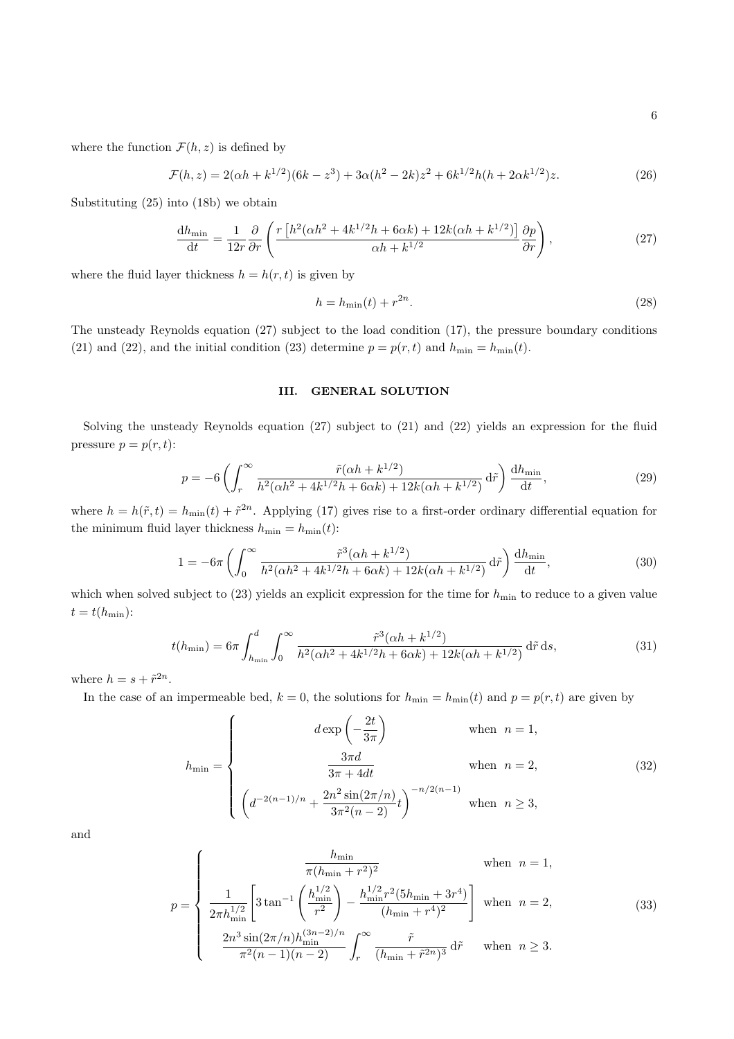where the function $\mathcal{F}(h,z)$ is defined by

$$\mathcal{F}(h,z) = 2(\alpha h + k^{1/2})(6k - z^3) + 3\alpha(h^2 - 2k)z^2 + 6k^{1/2}h(h + 2\alpha k^{1/2})z. \tag{26}$$

Substituting (25) into (18b) we obtain

$$\frac{\mathrm{d}h_{\min}}{\mathrm{d}t} = \frac{1}{12r}\frac{\partial}{\partial r}\left(\frac{r\left[h^2(\alpha h^2 + 4k^{1/2}h + 6\alpha k) + 12k(\alpha h + k^{1/2})\right]}{\alpha h + k^{1/2}}\frac{\partial p}{\partial r}\right), \tag{27}$$

where the fluid layer thickness $h = h(r,t)$ is given by

$$h = h_{\min}(t) + r^{2n}. \tag{28}$$

The unsteady Reynolds equation (27) subject to the load condition (17), the pressure boundary conditions (21) and (22), and the initial condition (23) determine $p = p(r,t)$ and $h_{\min} = h_{\min}(t)$.

### III. GENERAL SOLUTION

Solving the unsteady Reynolds equation (27) subject to (21) and (22) yields an expression for the fluid pressure $p = p(r,t)$:

$$p = -6\left(\int_r^\infty \frac{\tilde{r}(\alpha h + k^{1/2})}{h^2(\alpha h^2 + 4k^{1/2}h + 6\alpha k) + 12k(\alpha h + k^{1/2})}\,\mathrm{d}\tilde{r}\right)\frac{\mathrm{d}h_{\min}}{\mathrm{d}t}, \tag{29}$$

where $h = h(\tilde{r},t) = h_{\min}(t) + \tilde{r}^{2n}$. Applying (17) gives rise to a first-order ordinary differential equation for the minimum fluid layer thickness $h_{\min} = h_{\min}(t)$:

$$1 = -6\pi\left(\int_0^\infty \frac{\tilde{r}^3(\alpha h + k^{1/2})}{h^2(\alpha h^2 + 4k^{1/2}h + 6\alpha k) + 12k(\alpha h + k^{1/2})}\,\mathrm{d}\tilde{r}\right)\frac{\mathrm{d}h_{\min}}{\mathrm{d}t}, \tag{30}$$

which when solved subject to (23) yields an explicit expression for the time for $h_{\min}$ to reduce to a given value $t = t(h_{\min})$:

$$t(h_{\min}) = 6\pi\int_{h_{\min}}^d \int_0^\infty \frac{\tilde{r}^3(\alpha h + k^{1/2})}{h^2(\alpha h^2 + 4k^{1/2}h + 6\alpha k) + 12k(\alpha h + k^{1/2})}\,\mathrm{d}\tilde{r}\,\mathrm{d}s, \tag{31}$$

where $h = s + \tilde{r}^{2n}$.

In the case of an impermeable bed, $k = 0$, the solutions for $h_{\min} = h_{\min}(t)$ and $p = p(r,t)$ are given by

$$h_{\min} = \begin{cases} d\exp\left(-\dfrac{2t}{3\pi}\right) & \text{when } n = 1, \\[2ex] \dfrac{3\pi d}{3\pi + 4dt} & \text{when } n = 2, \\[2ex] \left(d^{-2(n-1)/n} + \dfrac{2n^2\sin(2\pi/n)}{3\pi^2(n-2)}t\right)^{-n/2(n-1)} & \text{when } n \geq 3, \end{cases} \tag{32}$$

and

$$p = \begin{cases} \dfrac{h_{\min}}{\pi(h_{\min} + r^2)^2} & \text{when } n = 1, \\[2ex] \dfrac{1}{2\pi h_{\min}^{1/2}}\left[3\tan^{-1}\left(\dfrac{h_{\min}^{1/2}}{r^2}\right) - \dfrac{h_{\min}^{1/2}r^2(5h_{\min} + 3r^4)}{(h_{\min} + r^4)^2}\right] & \text{when } n = 2, \\[2ex] \dfrac{2n^3\sin(2\pi/n)h_{\min}^{(3n-2)/n}}{\pi^2(n-1)(n-2)}\displaystyle\int_r^\infty \frac{\tilde{r}}{(h_{\min} + \tilde{r}^{2n})^3}\,\mathrm{d}\tilde{r} & \text{when } n \geq 3. \end{cases} \tag{33}$$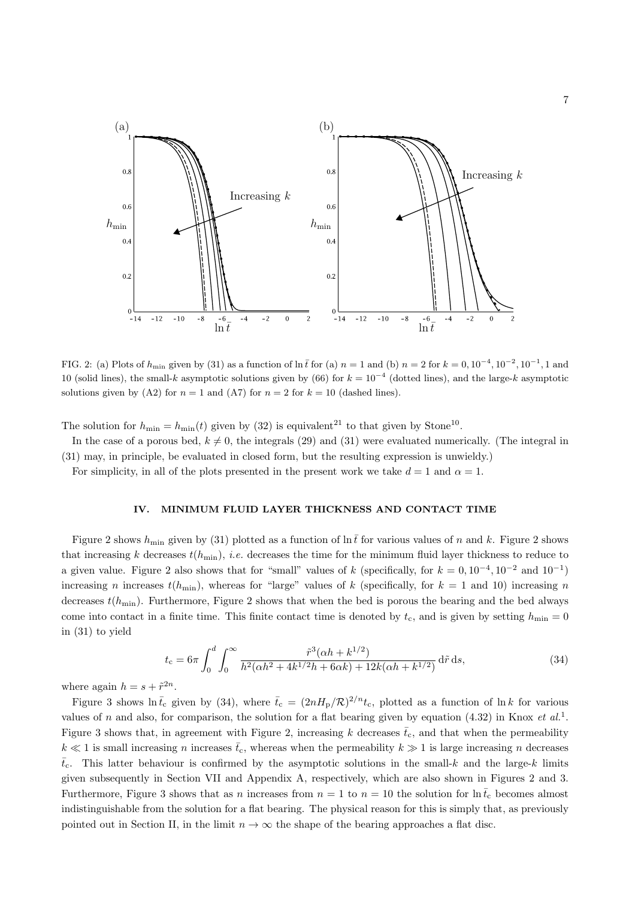FIG. 2: (a) Plots of $h_{\rm min}$ given by (31) as a function of $\ln \bar{t}$ for (a) $n = 1$ and (b) $n = 2$ for $k = 0, 10^{-4}, 10^{-2}, 10^{-1}, 1$ and 10 (solid lines), the small-$k$ asymptotic solutions given by (66) for $k = 10^{-4}$ (dotted lines), and the large-$k$ asymptotic solutions given by (A2) for $n = 1$ and (A7) for $n = 2$ for $k = 10$ (dashed lines).

The solution for $h_{\rm min} = h_{\rm min}(t)$ given by (32) is equivalent[21] to that given by Stone[10].

In the case of a porous bed, $k \neq 0$, the integrals (29) and (31) were evaluated numerically. (The integral in (31) may, in principle, be evaluated in closed form, but the resulting expression is unwieldy.)

For simplicity, in all of the plots presented in the present work we take $d = 1$ and $\alpha = 1$.

## IV. MINIMUM FLUID LAYER THICKNESS AND CONTACT TIME

Figure 2 shows $h_{\rm min}$ given by (31) plotted as a function of $\ln \bar{t}$ for various values of $n$ and $k$. Figure 2 shows that increasing $k$ decreases $t(h_{\rm min})$, *i.e.* decreases the time for the minimum fluid layer thickness to reduce to a given value. Figure 2 also shows that for "small" values of $k$ (specifically, for $k = 0, 10^{-4}, 10^{-2}$ and $10^{-1}$) increasing $n$ increases $t(h_{\rm min})$, whereas for "large" values of $k$ (specifically, for $k = 1$ and 10) increasing $n$ decreases $t(h_{\rm min})$. Furthermore, Figure 2 shows that when the bed is porous the bearing and the bed always come into contact in a finite time. This finite contact time is denoted by $t_{\rm c}$, and is given by setting $h_{\rm min} = 0$ in (31) to yield

$$t_{\rm c} = 6\pi \int_0^d \int_0^\infty \frac{\tilde{r}^3(\alpha h + k^{1/2})}{h^2(\alpha h^2 + 4k^{1/2}h + 6\alpha k) + 12k(\alpha h + k^{1/2})} \, {\rm d}\tilde{r} \, {\rm d}s, \tag{34}$$

where again $h = s + \tilde{r}^{2n}$.

Figure 3 shows $\ln \bar{t}_{\rm c}$ given by (34), where $\bar{t}_{\rm c} = (2nH_{\rm p}/\mathcal{R})^{2/n} t_{\rm c}$, plotted as a function of $\ln k$ for various values of $n$ and also, for comparison, the solution for a flat bearing given by equation (4.32) in Knox *et al.*[1]. Figure 3 shows that, in agreement with Figure 2, increasing $k$ decreases $\bar{t}_{\rm c}$, and that when the permeability $k \ll 1$ is small increasing $n$ increases $\bar{t}_{\rm c}$, whereas when the permeability $k \gg 1$ is large increasing $n$ decreases $\bar{t}_{\rm c}$. This latter behaviour is confirmed by the asymptotic solutions in the small-$k$ and the large-$k$ limits given subsequently in Section VII and Appendix A, respectively, which are also shown in Figures 2 and 3. Furthermore, Figure 3 shows that as $n$ increases from $n = 1$ to $n = 10$ the solution for $\ln \bar{t}_{\rm c}$ becomes almost indistinguishable from the solution for a flat bearing. The physical reason for this is simply that, as previously pointed out in Section II, in the limit $n \to \infty$ the shape of the bearing approaches a flat disc.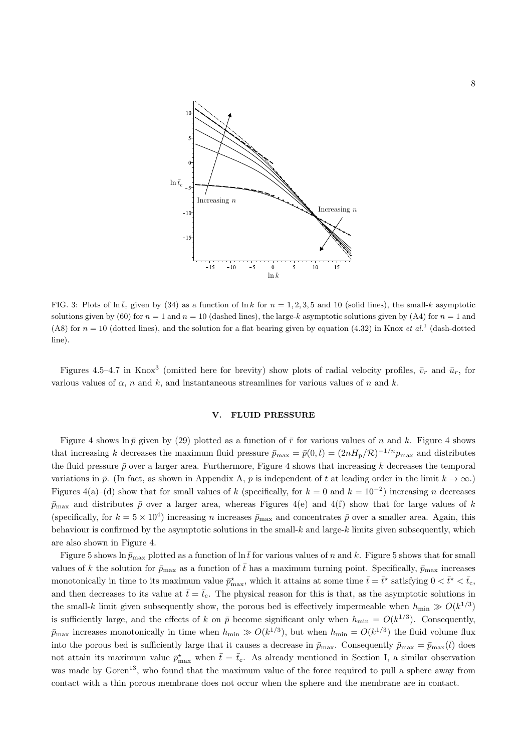FIG. 3: Plots of $\ln \bar{t}_{\rm c}$ given by (34) as a function of $\ln k$ for $n = 1, 2, 3, 5$ and $10$ (solid lines), the small-$k$ asymptotic solutions given by (60) for $n = 1$ and $n = 10$ (dashed lines), the large-$k$ asymptotic solutions given by (A4) for $n = 1$ and (A8) for $n = 10$ (dotted lines), and the solution for a flat bearing given by equation (4.32) in Knox *et al.*[1] (dash-dotted line).

Figures 4.5–4.7 in Knox[3] (omitted here for brevity) show plots of radial velocity profiles, $\bar{v}_r$ and $\bar{u}_r$, for various values of $\alpha$, $n$ and $k$, and instantaneous streamlines for various values of $n$ and $k$.

## V. FLUID PRESSURE

Figure 4 shows $\ln \bar{p}$ given by (29) plotted as a function of $\bar{r}$ for various values of $n$ and $k$. Figure 4 shows that increasing $k$ decreases the maximum fluid pressure $\bar{p}_{\rm max} = \bar{p}(0, \bar{t}) = (2nH_{\rm p}/\mathcal{R})^{-1/n} p_{\rm max}$ and distributes the fluid pressure $\bar{p}$ over a larger area. Furthermore, Figure 4 shows that increasing $k$ decreases the temporal variations in $\bar{p}$. (In fact, as shown in Appendix A, $p$ is independent of $t$ at leading order in the limit $k \to \infty$.) Figures 4(a)–(d) show that for small values of $k$ (specifically, for $k = 0$ and $k = 10^{-2}$) increasing $n$ decreases $\bar{p}_{\rm max}$ and distributes $\bar{p}$ over a larger area, whereas Figures 4(e) and 4(f) show that for large values of $k$ (specifically, for $k = 5 \times 10^4$) increasing $n$ increases $\bar{p}_{\rm max}$ and concentrates $\bar{p}$ over a smaller area. Again, this behaviour is confirmed by the asymptotic solutions in the small-$k$ and large-$k$ limits given subsequently, which are also shown in Figure 4.

Figure 5 shows $\ln \bar{p}_{\rm max}$ plotted as a function of $\ln \bar{t}$ for various values of $n$ and $k$. Figure 5 shows that for small values of $k$ the solution for $\bar{p}_{\rm max}$ as a function of $\bar{t}$ has a maximum turning point. Specifically, $\bar{p}_{\rm max}$ increases monotonically in time to its maximum value $\bar{p}^{\star}_{\rm max}$, which it attains at some time $\bar{t} = \bar{t}^{\star}$ satisfying $0 < \bar{t}^{\star} < \bar{t}_{\rm c}$, and then decreases to its value at $\bar{t} = \bar{t}_{\rm c}$. The physical reason for this is that, as the asymptotic solutions in the small-$k$ limit given subsequently show, the porous bed is effectively impermeable when $h_{\rm min} \gg O(k^{1/3})$ is sufficiently large, and the effects of $k$ on $\bar{p}$ become significant only when $h_{\rm min} = O(k^{1/3})$. Consequently, $\bar{p}_{\rm max}$ increases monotonically in time when $h_{\rm min} \gg O(k^{1/3})$, but when $h_{\rm min} = O(k^{1/3})$ the fluid volume flux into the porous bed is sufficiently large that it causes a decrease in $\bar{p}_{\rm max}$. Consequently $\bar{p}_{\rm max} = \bar{p}_{\rm max}(\bar{t})$ does not attain its maximum value $\bar{p}^{\star}_{\rm max}$ when $\bar{t} = \bar{t}_{\rm c}$. As already mentioned in Section I, a similar observation was made by Goren[13], who found that the maximum value of the force required to pull a sphere away from contact with a thin porous membrane does not occur when the sphere and the membrane are in contact.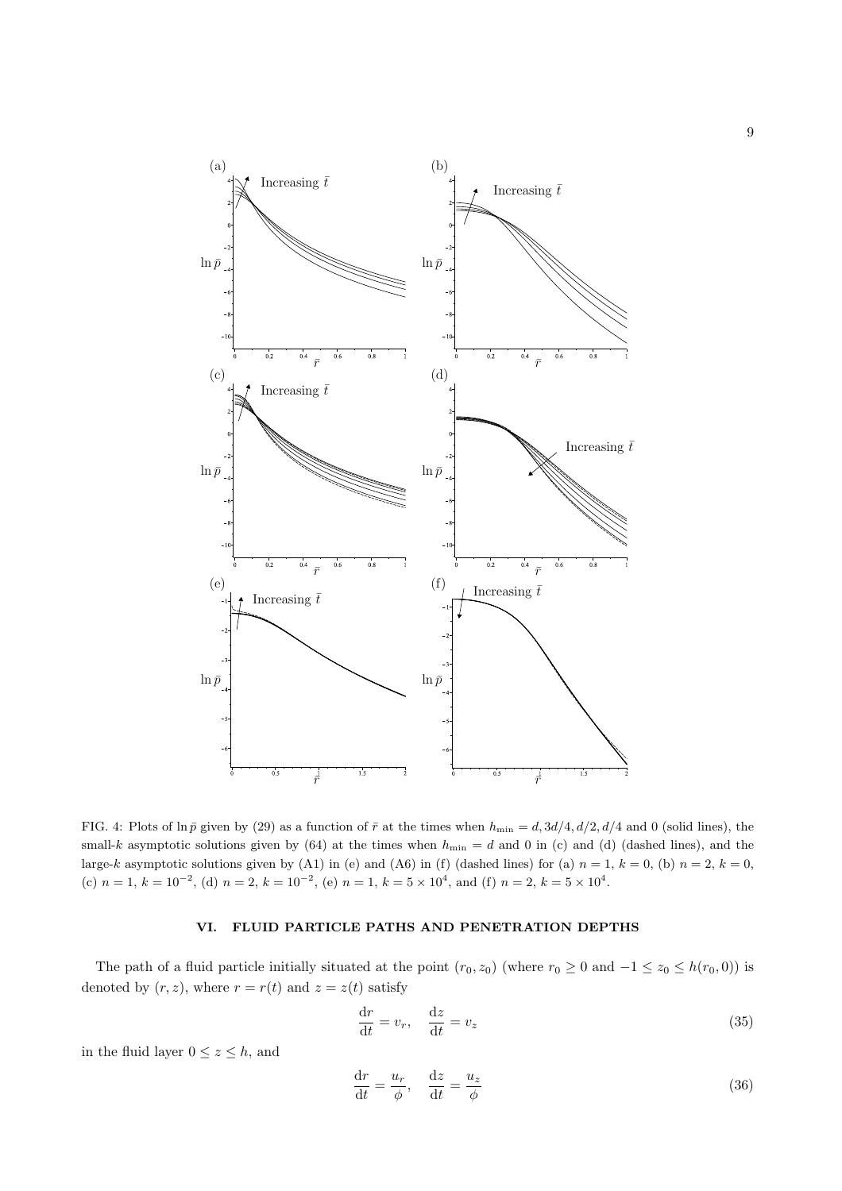FIG. 4: Plots of $\ln \bar{p}$ given by (29) as a function of $\bar{r}$ at the times when $h_{\min} = d, 3d/4, d/2, d/4$ and 0 (solid lines), the small-$k$ asymptotic solutions given by (64) at the times when $h_{\min} = d$ and 0 in (c) and (d) (dashed lines), and the large-$k$ asymptotic solutions given by (A1) in (e) and (A6) in (f) (dashed lines) for (a) $n = 1$, $k = 0$, (b) $n = 2$, $k = 0$, (c) $n = 1$, $k = 10^{-2}$, (d) $n = 2$, $k = 10^{-2}$, (e) $n = 1$, $k = 5 \times 10^4$, and (f) $n = 2$, $k = 5 \times 10^4$.

## VI. FLUID PARTICLE PATHS AND PENETRATION DEPTHS

The path of a fluid particle initially situated at the point $(r_0, z_0)$ (where $r_0 \geq 0$ and $-1 \leq z_0 \leq h(r_0, 0)$) is denoted by $(r, z)$, where $r = r(t)$ and $z = z(t)$ satisfy

$$\frac{\mathrm{d}r}{\mathrm{d}t} = v_r, \quad \frac{\mathrm{d}z}{\mathrm{d}t} = v_z \tag{35}$$

in the fluid layer $0 \leq z \leq h$, and

$$\frac{\mathrm{d}r}{\mathrm{d}t} = \frac{u_r}{\phi}, \quad \frac{\mathrm{d}z}{\mathrm{d}t} = \frac{u_z}{\phi} \tag{36}$$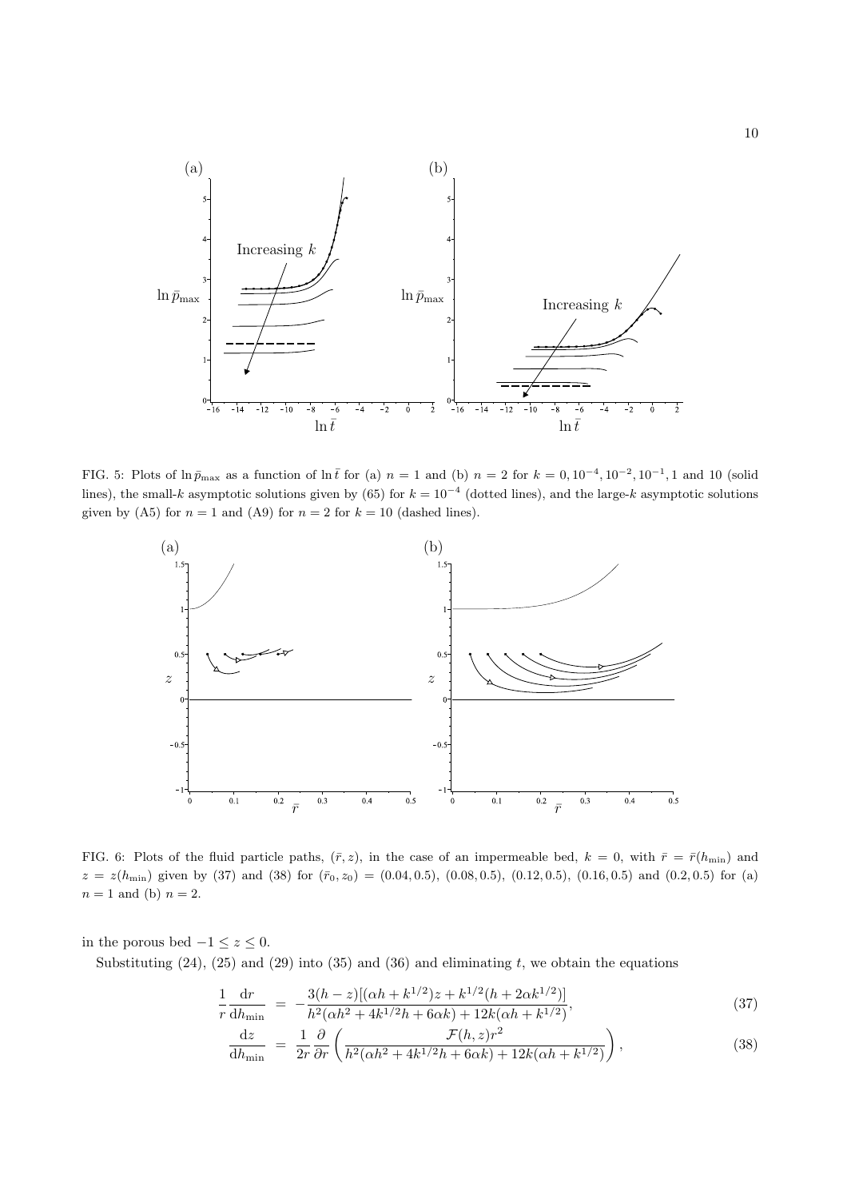FIG. 5: Plots of $\ln \bar{p}_{\max}$ as a function of $\ln \bar{t}$ for (a) $n = 1$ and (b) $n = 2$ for $k = 0, 10^{-4}, 10^{-2}, 10^{-1}, 1$ and 10 (solid lines), the small-$k$ asymptotic solutions given by (65) for $k = 10^{-4}$ (dotted lines), and the large-$k$ asymptotic solutions given by (A5) for $n = 1$ and (A9) for $n = 2$ for $k = 10$ (dashed lines).

FIG. 6: Plots of the fluid particle paths, $(\bar{r}, z)$, in the case of an impermeable bed, $k = 0$, with $\bar{r} = \bar{r}(h_{\min})$ and $z = z(h_{\min})$ given by (37) and (38) for $(\bar{r}_0, z_0) = (0.04, 0.5)$, $(0.08, 0.5)$, $(0.12, 0.5)$, $(0.16, 0.5)$ and $(0.2, 0.5)$ for (a) $n = 1$ and (b) $n = 2$.

in the porous bed $-1 \leq z \leq 0$.

Substituting (24), (25) and (29) into (35) and (36) and eliminating $t$, we obtain the equations

$$\frac{1}{r}\frac{\mathrm{d}r}{\mathrm{d}h_{\min}} = -\frac{3(h-z)[(\alpha h + k^{1/2})z + k^{1/2}(h + 2\alpha k^{1/2})]}{h^2(\alpha h^2 + 4k^{1/2}h + 6\alpha k) + 12k(\alpha h + k^{1/2})}, \tag{37}$$

$$\frac{\mathrm{d}z}{\mathrm{d}h_{\min}} = \frac{1}{2r}\frac{\partial}{\partial r}\left(\frac{\mathcal{F}(h,z)r^2}{h^2(\alpha h^2 + 4k^{1/2}h + 6\alpha k) + 12k(\alpha h + k^{1/2})}\right), \tag{38}$$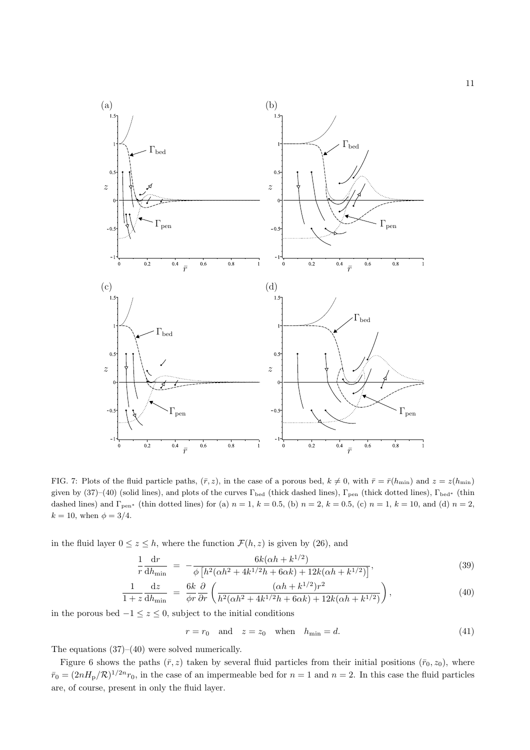FIG. 7: Plots of the fluid particle paths, $(\bar{r}, z)$, in the case of a porous bed, $k \neq 0$, with $\bar{r} = \bar{r}(h_{\min})$ and $z = z(h_{\min})$ given by (37)–(40) (solid lines), and plots of the curves $\Gamma_{\rm bed}$ (thick dashed lines), $\Gamma_{\rm pen}$ (thick dotted lines), $\Gamma_{\rm bed^*}$ (thin dashed lines) and $\Gamma_{\rm pen^*}$ (thin dotted lines) for (a) $n = 1$, $k = 0.5$, (b) $n = 2$, $k = 0.5$, (c) $n = 1$, $k = 10$, and (d) $n = 2$, $k = 10$, when $\phi = 3/4$.

in the fluid layer $0 \leq z \leq h$, where the function $\mathcal{F}(h, z)$ is given by (26), and

$$
\frac{1}{r}\frac{\mathrm{d}r}{\mathrm{d}h_{\min}} = -\frac{6k(\alpha h + k^{1/2})}{\phi\left[h^2(\alpha h^2 + 4k^{1/2}h + 6\alpha k) + 12k(\alpha h + k^{1/2})\right]}, \tag{39}
$$

$$
\frac{1}{1+z}\frac{\mathrm{d}z}{\mathrm{d}h_{\min}} = \frac{6k}{\phi r}\frac{\partial}{\partial r}\left(\frac{(\alpha h + k^{1/2})r^2}{h^2(\alpha h^2 + 4k^{1/2}h + 6\alpha k) + 12k(\alpha h + k^{1/2})}\right), \tag{40}
$$

in the porous bed $-1 \leq z \leq 0$, subject to the initial conditions

$$
r = r_0 \quad \text{and} \quad z = z_0 \quad \text{when} \quad h_{\min} = d. \tag{41}
$$

The equations (37)–(40) were solved numerically.

Figure 6 shows the paths $(\bar{r}, z)$ taken by several fluid particles from their initial positions $(\bar{r}_0, z_0)$, where $\bar{r}_0 = (2nH_{\rm p}/\mathcal{R})^{1/2n} r_0$, in the case of an impermeable bed for $n = 1$ and $n = 2$. In this case the fluid particles are, of course, present in only the fluid layer.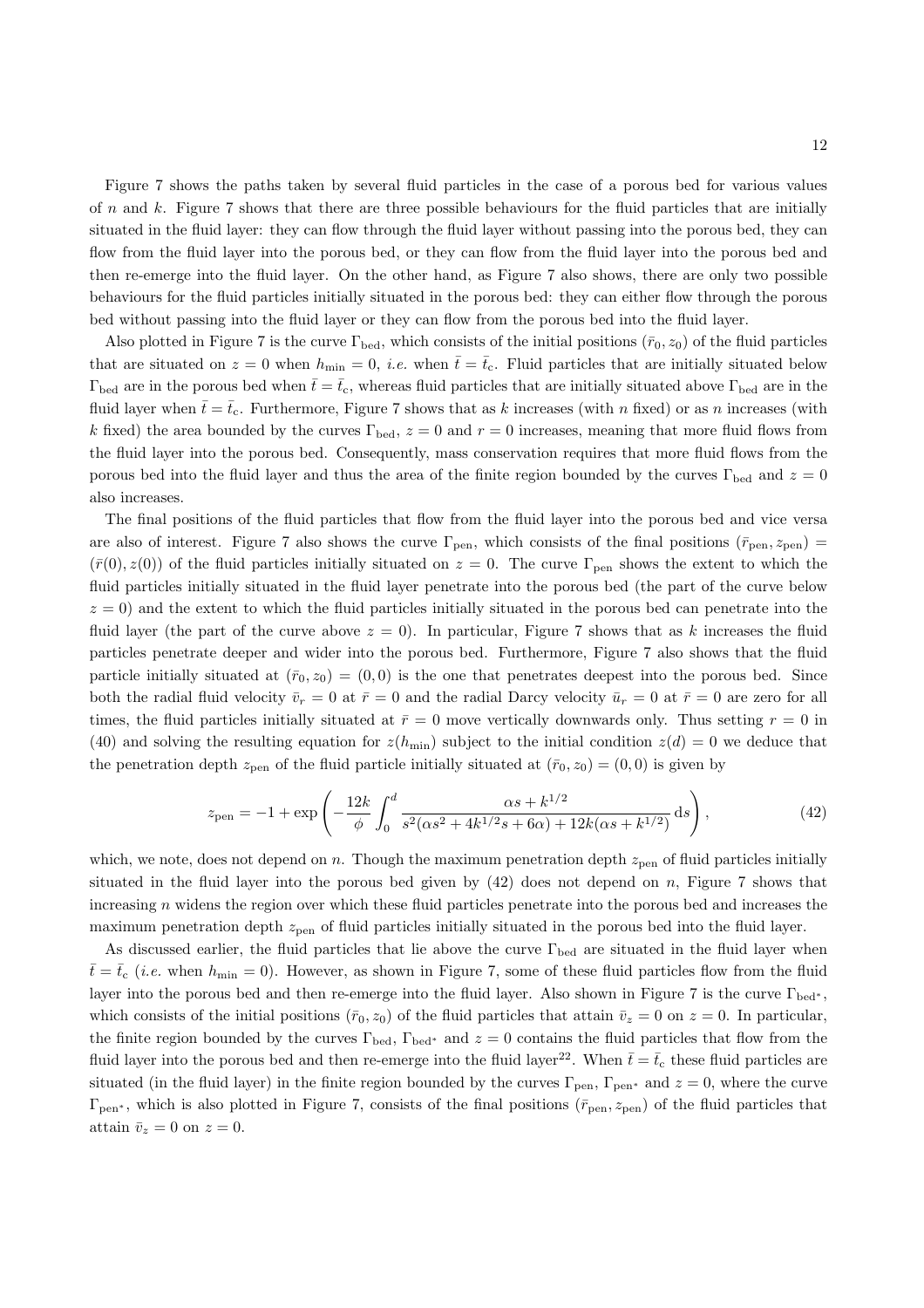Figure 7 shows the paths taken by several fluid particles in the case of a porous bed for various values of $n$ and $k$. Figure 7 shows that there are three possible behaviours for the fluid particles that are initially situated in the fluid layer: they can flow through the fluid layer without passing into the porous bed, they can flow from the fluid layer into the porous bed, or they can flow from the fluid layer into the porous bed and then re-emerge into the fluid layer. On the other hand, as Figure 7 also shows, there are only two possible behaviours for the fluid particles initially situated in the porous bed: they can either flow through the porous bed without passing into the fluid layer or they can flow from the porous bed into the fluid layer.

Also plotted in Figure 7 is the curve $\Gamma_{\mathrm{bed}}$, which consists of the initial positions $(\bar{r}_0, z_0)$ of the fluid particles that are situated on $z = 0$ when $h_{\mathrm{min}} = 0$, *i.e.* when $\bar{t} = \bar{t}_{\mathrm{c}}$. Fluid particles that are initially situated below $\Gamma_{\mathrm{bed}}$ are in the porous bed when $\bar{t} = \bar{t}_{\mathrm{c}}$, whereas fluid particles that are initially situated above $\Gamma_{\mathrm{bed}}$ are in the fluid layer when $\bar{t} = \bar{t}_{\mathrm{c}}$. Furthermore, Figure 7 shows that as $k$ increases (with $n$ fixed) or as $n$ increases (with $k$ fixed) the area bounded by the curves $\Gamma_{\mathrm{bed}}$, $z = 0$ and $r = 0$ increases, meaning that more fluid flows from the fluid layer into the porous bed. Consequently, mass conservation requires that more fluid flows from the porous bed into the fluid layer and thus the area of the finite region bounded by the curves $\Gamma_{\mathrm{bed}}$ and $z = 0$ also increases.

The final positions of the fluid particles that flow from the fluid layer into the porous bed and vice versa are also of interest. Figure 7 also shows the curve $\Gamma_{\mathrm{pen}}$, which consists of the final positions $(\bar{r}_{\mathrm{pen}}, z_{\mathrm{pen}}) = (\bar{r}(0), z(0))$ of the fluid particles initially situated on $z = 0$. The curve $\Gamma_{\mathrm{pen}}$ shows the extent to which the fluid particles initially situated in the fluid layer penetrate into the porous bed (the part of the curve below $z = 0$) and the extent to which the fluid particles initially situated in the porous bed can penetrate into the fluid layer (the part of the curve above $z = 0$). In particular, Figure 7 shows that as $k$ increases the fluid particles penetrate deeper and wider into the porous bed. Furthermore, Figure 7 also shows that the fluid particle initially situated at $(\bar{r}_0, z_0) = (0, 0)$ is the one that penetrates deepest into the porous bed. Since both the radial fluid velocity $\bar{v}_r = 0$ at $\bar{r} = 0$ and the radial Darcy velocity $\bar{u}_r = 0$ at $\bar{r} = 0$ are zero for all times, the fluid particles initially situated at $\bar{r} = 0$ move vertically downwards only. Thus setting $r = 0$ in (40) and solving the resulting equation for $z(h_{\mathrm{min}})$ subject to the initial condition $z(d) = 0$ we deduce that the penetration depth $z_{\mathrm{pen}}$ of the fluid particle initially situated at $(\bar{r}_0, z_0) = (0, 0)$ is given by

$$z_{\mathrm{pen}} = -1 + \exp\left(-\frac{12k}{\phi}\int_0^d \frac{\alpha s + k^{1/2}}{s^2(\alpha s^2 + 4k^{1/2}s + 6\alpha) + 12k(\alpha s + k^{1/2})}\,\mathrm{d}s\right), \tag{42}$$

which, we note, does not depend on $n$. Though the maximum penetration depth $z_{\mathrm{pen}}$ of fluid particles initially situated in the fluid layer into the porous bed given by (42) does not depend on $n$, Figure 7 shows that increasing $n$ widens the region over which these fluid particles penetrate into the porous bed and increases the maximum penetration depth $z_{\mathrm{pen}}$ of fluid particles initially situated in the porous bed into the fluid layer.

As discussed earlier, the fluid particles that lie above the curve $\Gamma_{\mathrm{bed}}$ are situated in the fluid layer when $\bar{t} = \bar{t}_{\mathrm{c}}$ (*i.e.* when $h_{\mathrm{min}} = 0$). However, as shown in Figure 7, some of these fluid particles flow from the fluid layer into the porous bed and then re-emerge into the fluid layer. Also shown in Figure 7 is the curve $\Gamma_{\mathrm{bed}^*}$, which consists of the initial positions $(\bar{r}_0, z_0)$ of the fluid particles that attain $\bar{v}_z = 0$ on $z = 0$. In particular, the finite region bounded by the curves $\Gamma_{\mathrm{bed}}$, $\Gamma_{\mathrm{bed}^*}$ and $z = 0$ contains the fluid particles that flow from the fluid layer into the porous bed and then re-emerge into the fluid layer[22]. When $\bar{t} = \bar{t}_{\mathrm{c}}$ these fluid particles are situated (in the fluid layer) in the finite region bounded by the curves $\Gamma_{\mathrm{pen}}$, $\Gamma_{\mathrm{pen}^*}$ and $z = 0$, where the curve $\Gamma_{\mathrm{pen}^*}$, which is also plotted in Figure 7, consists of the final positions $(\bar{r}_{\mathrm{pen}}, z_{\mathrm{pen}})$ of the fluid particles that attain $\bar{v}_z = 0$ on $z = 0$.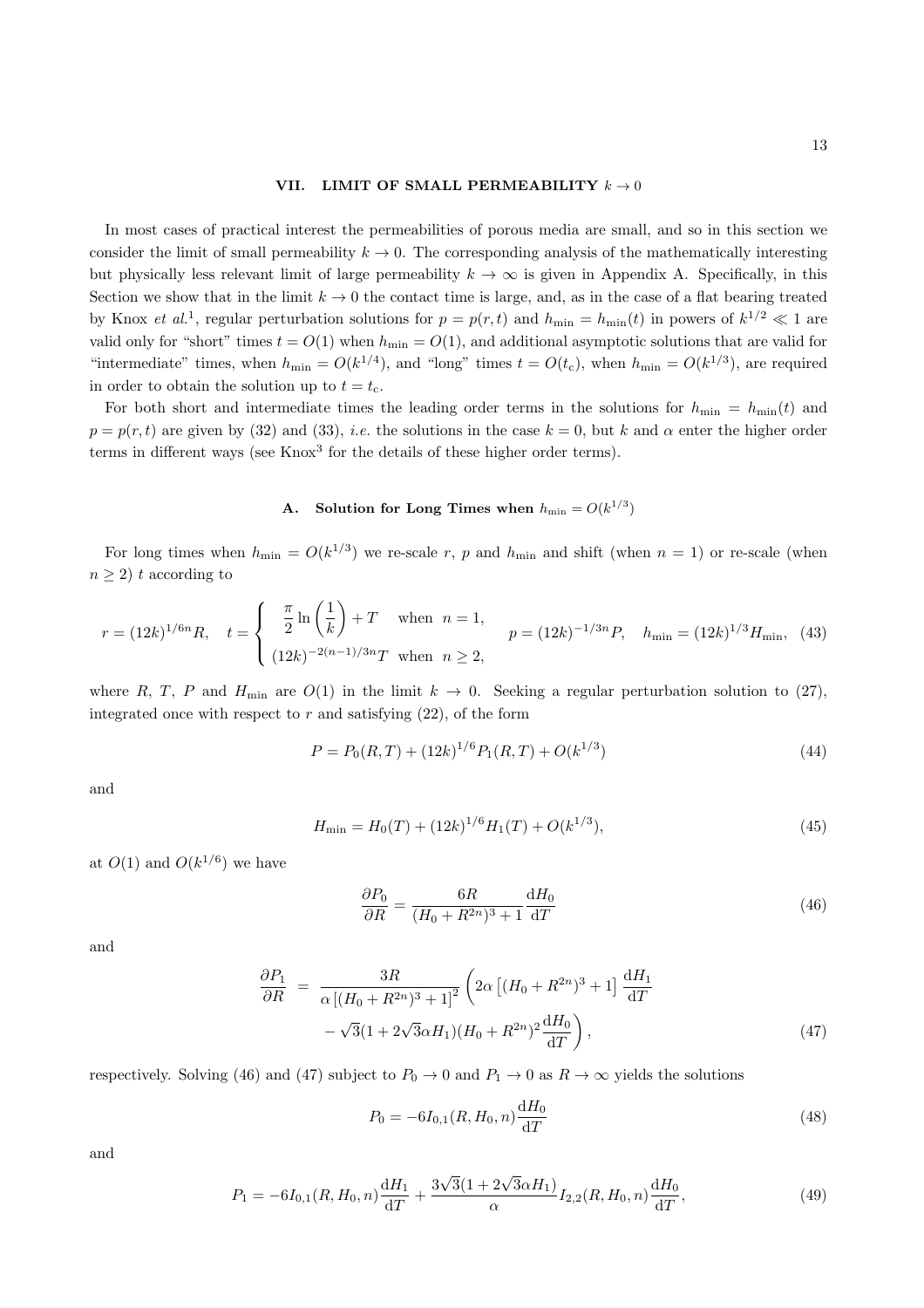## VII. LIMIT OF SMALL PERMEABILITY $k \to 0$

In most cases of practical interest the permeabilities of porous media are small, and so in this section we consider the limit of small permeability $k \to 0$. The corresponding analysis of the mathematically interesting but physically less relevant limit of large permeability $k \to \infty$ is given in Appendix A. Specifically, in this Section we show that in the limit $k \to 0$ the contact time is large, and, as in the case of a flat bearing treated by Knox *et al.*[1], regular perturbation solutions for $p = p(r,t)$ and $h_{\min} = h_{\min}(t)$ in powers of $k^{1/2} \ll 1$ are valid only for "short" times $t = O(1)$ when $h_{\min} = O(1)$, and additional asymptotic solutions that are valid for "intermediate" times, when $h_{\min} = O(k^{1/4})$, and "long" times $t = O(t_c)$, when $h_{\min} = O(k^{1/3})$, are required in order to obtain the solution up to $t = t_c$.

For both short and intermediate times the leading order terms in the solutions for $h_{\min} = h_{\min}(t)$ and $p = p(r,t)$ are given by (32) and (33), *i.e.* the solutions in the case $k = 0$, but $k$ and $\alpha$ enter the higher order terms in different ways (see Knox[3] for the details of these higher order terms).

### A. Solution for Long Times when $h_{\min} = O(k^{1/3})$

For long times when $h_{\min} = O(k^{1/3})$ we re-scale $r$, $p$ and $h_{\min}$ and shift (when $n = 1$) or re-scale (when $n \geq 2$) $t$ according to

$$
r = (12k)^{1/6n} R, \quad t = \begin{cases} \dfrac{\pi}{2} \ln\left(\dfrac{1}{k}\right) + T & \text{when } n = 1, \\ (12k)^{-2(n-1)/3n} T & \text{when } n \geq 2, \end{cases} \quad p = (12k)^{-1/3n} P, \quad h_{\min} = (12k)^{1/3} H_{\min}, \tag{43}
$$

where $R$, $T$, $P$ and $H_{\min}$ are $O(1)$ in the limit $k \to 0$. Seeking a regular perturbation solution to (27), integrated once with respect to $r$ and satisfying (22), of the form

$$
P = P_0(R,T) + (12k)^{1/6} P_1(R,T) + O(k^{1/3}) \tag{44}
$$

and

$$
H_{\min} = H_0(T) + (12k)^{1/6} H_1(T) + O(k^{1/3}), \tag{45}
$$

at $O(1)$ and $O(k^{1/6})$ we have

$$
\frac{\partial P_0}{\partial R} = \frac{6R}{(H_0 + R^{2n})^3 + 1} \frac{\mathrm{d}H_0}{\mathrm{d}T} \tag{46}
$$

and

$$
\begin{aligned}
\frac{\partial P_1}{\partial R} = \; & \frac{3R}{\alpha \left[(H_0 + R^{2n})^3 + 1\right]^2} \left( 2\alpha \left[(H_0 + R^{2n})^3 + 1\right] \frac{\mathrm{d}H_1}{\mathrm{d}T} \right. \\
& \left. - \sqrt{3}(1 + 2\sqrt{3}\alpha H_1)(H_0 + R^{2n})^2 \frac{\mathrm{d}H_0}{\mathrm{d}T} \right),
\end{aligned} \tag{47}
$$

respectively. Solving (46) and (47) subject to $P_0 \to 0$ and $P_1 \to 0$ as $R \to \infty$ yields the solutions

$$
P_0 = -6 I_{0,1}(R, H_0, n) \frac{\mathrm{d}H_0}{\mathrm{d}T} \tag{48}
$$

and

$$
P_1 = -6 I_{0,1}(R, H_0, n) \frac{\mathrm{d}H_1}{\mathrm{d}T} + \frac{3\sqrt{3}(1 + 2\sqrt{3}\alpha H_1)}{\alpha} I_{2,2}(R, H_0, n) \frac{\mathrm{d}H_0}{\mathrm{d}T}, \tag{49}
$$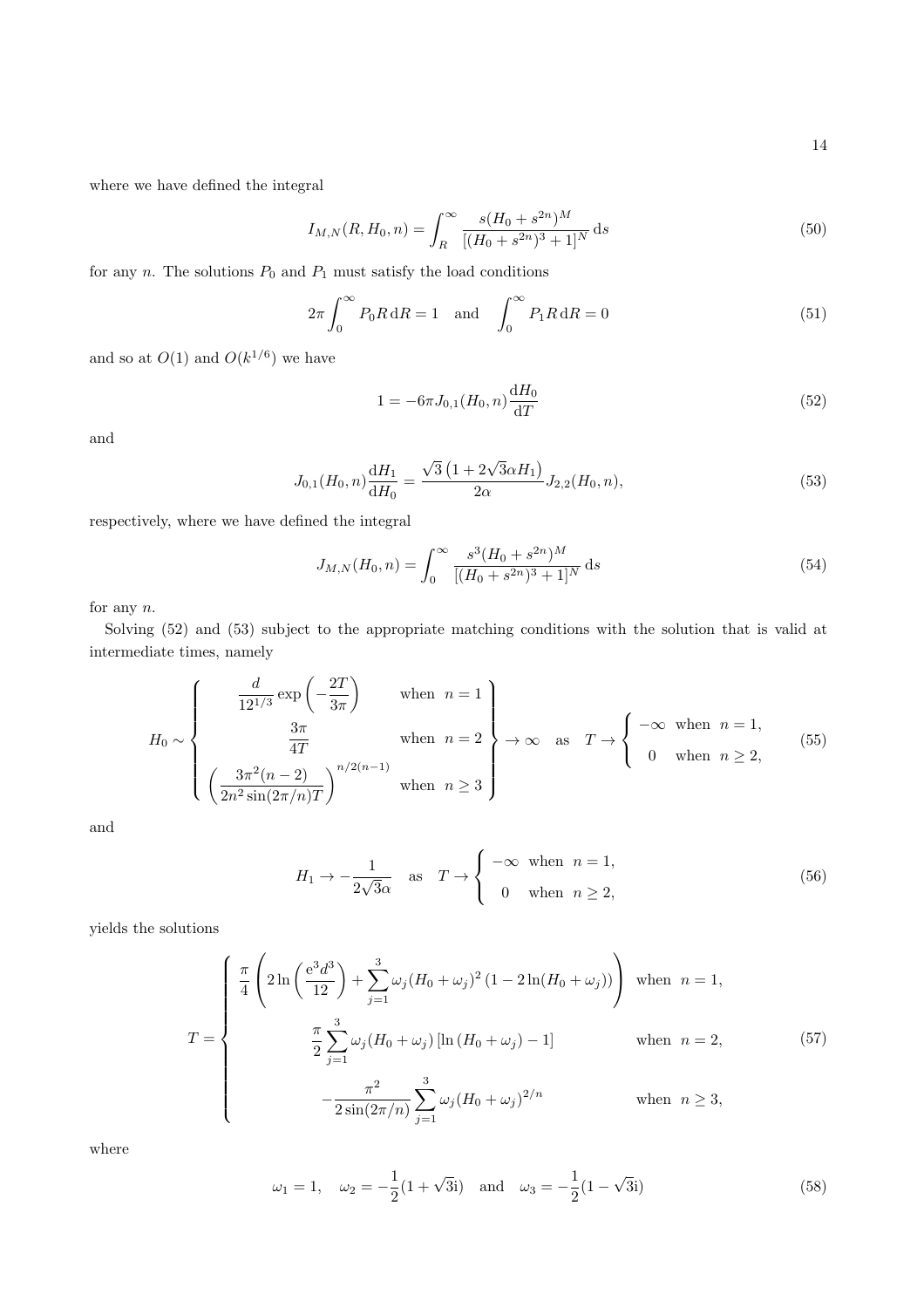where we have defined the integral

$$I_{M,N}(R, H_0, n) = \int_R^\infty \frac{s(H_0 + s^{2n})^M}{[(H_0 + s^{2n})^3 + 1]^N}\,\mathrm{d}s \tag{50}$$

for any $n$. The solutions $P_0$ and $P_1$ must satisfy the load conditions

$$2\pi \int_0^\infty P_0 R\,\mathrm{d}R = 1 \quad \text{and} \quad \int_0^\infty P_1 R\,\mathrm{d}R = 0 \tag{51}$$

and so at $O(1)$ and $O(k^{1/6})$ we have

$$1 = -6\pi J_{0,1}(H_0, n)\frac{\mathrm{d}H_0}{\mathrm{d}T} \tag{52}$$

and

$$J_{0,1}(H_0, n)\frac{\mathrm{d}H_1}{\mathrm{d}H_0} = \frac{\sqrt{3}\left(1 + 2\sqrt{3}\alpha H_1\right)}{2\alpha} J_{2,2}(H_0, n), \tag{53}$$

respectively, where we have defined the integral

$$J_{M,N}(H_0, n) = \int_0^\infty \frac{s^3(H_0 + s^{2n})^M}{[(H_0 + s^{2n})^3 + 1]^N}\,\mathrm{d}s \tag{54}$$

for any $n$.

Solving (52) and (53) subject to the appropriate matching conditions with the solution that is valid at intermediate times, namely

$$H_0 \sim \left\{ \begin{array}{cl} \dfrac{d}{12^{1/3}}\exp\left(-\dfrac{2T}{3\pi}\right) & \text{when } \ n = 1 \\[2ex] \dfrac{3\pi}{4T} & \text{when } \ n = 2 \\[2ex] \left(\dfrac{3\pi^2(n-2)}{2n^2\sin(2\pi/n)T}\right)^{n/2(n-1)} & \text{when } \ n \geq 3 \end{array} \right\} \to \infty \quad \text{as} \quad T \to \left\{ \begin{array}{cl} -\infty & \text{when } \ n = 1, \\[1ex] 0 & \text{when } \ n \geq 2, \end{array} \right. \tag{55}$$

and

$$H_1 \to -\frac{1}{2\sqrt{3}\alpha} \quad \text{as} \quad T \to \left\{ \begin{array}{cl} -\infty & \text{when } \ n = 1, \\[1ex] 0 & \text{when } \ n \geq 2, \end{array} \right. \tag{56}$$

yields the solutions

$$T = \left\{ \begin{array}{cl} \dfrac{\pi}{4}\left(2\ln\left(\dfrac{\mathrm{e}^3 d^3}{12}\right) + \displaystyle\sum_{j=1}^{3}\omega_j (H_0 + \omega_j)^2\left(1 - 2\ln(H_0 + \omega_j)\right)\right) & \text{when } \ n = 1, \\[3ex] \dfrac{\pi}{2}\displaystyle\sum_{j=1}^{3}\omega_j (H_0 + \omega_j)\left[\ln\left(H_0 + \omega_j\right) - 1\right] & \text{when } \ n = 2, \\[3ex] -\dfrac{\pi^2}{2\sin(2\pi/n)}\displaystyle\sum_{j=1}^{3}\omega_j (H_0 + \omega_j)^{2/n} & \text{when } \ n \geq 3, \end{array} \right. \tag{57}$$

where

$$\omega_1 = 1, \quad \omega_2 = -\frac{1}{2}(1 + \sqrt{3}\mathrm{i}) \quad \text{and} \quad \omega_3 = -\frac{1}{2}(1 - \sqrt{3}\mathrm{i}) \tag{58}$$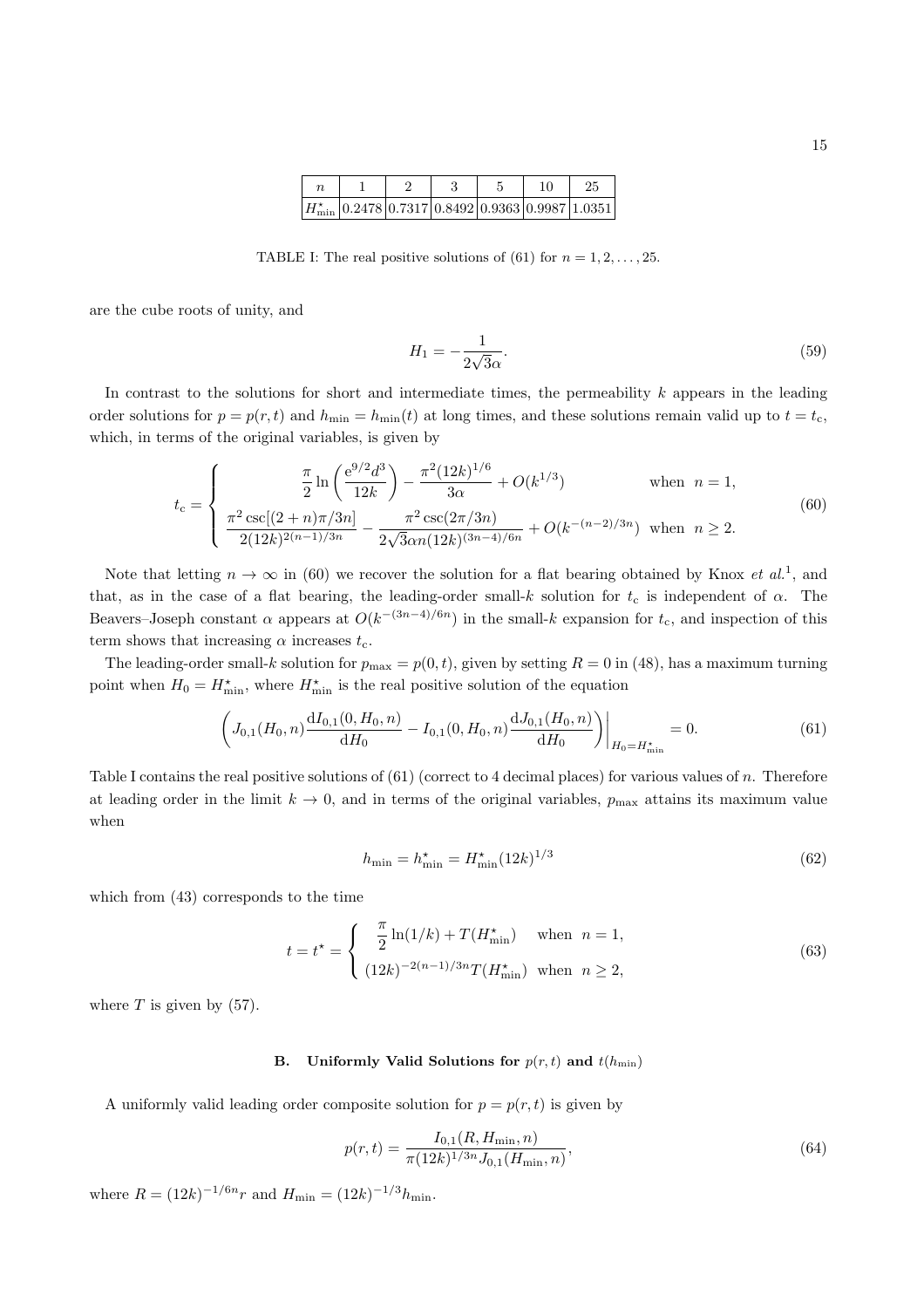| $n$ | 1 | 2 | 3 | 5 | 10 | 25 |
|---|---|---|---|---|---|---|
| $H^\star_{\min}$ | 0.2478 | 0.7317 | 0.8492 | 0.9363 | 0.9987 | 1.0351 |

TABLE I: The real positive solutions of (61) for $n = 1, 2, \ldots, 25$.

are the cube roots of unity, and

$$H_1 = -\frac{1}{2\sqrt{3}\alpha}. \tag{59}$$

In contrast to the solutions for short and intermediate times, the permeability $k$ appears in the leading order solutions for $p = p(r,t)$ and $h_{\min} = h_{\min}(t)$ at long times, and these solutions remain valid up to $t = t_c$, which, in terms of the original variables, is given by

$$t_c = \begin{cases} \dfrac{\pi}{2}\ln\left(\dfrac{e^{9/2}d^3}{12k}\right) - \dfrac{\pi^2(12k)^{1/6}}{3\alpha} + O(k^{1/3}) & \text{when } n = 1, \\ \dfrac{\pi^2\csc[(2+n)\pi/3n]}{2(12k)^{2(n-1)/3n}} - \dfrac{\pi^2\csc(2\pi/3n)}{2\sqrt{3}\alpha n(12k)^{(3n-4)/6n}} + O(k^{-(n-2)/3n}) & \text{when } n \geq 2. \end{cases} \tag{60}$$

Note that letting $n \to \infty$ in (60) we recover the solution for a flat bearing obtained by Knox *et al.*[1], and that, as in the case of a flat bearing, the leading-order small-$k$ solution for $t_c$ is independent of $\alpha$. The Beavers–Joseph constant $\alpha$ appears at $O(k^{-(3n-4)/6n})$ in the small-$k$ expansion for $t_c$, and inspection of this term shows that increasing $\alpha$ increases $t_c$.

The leading-order small-$k$ solution for $p_{\max} = p(0,t)$, given by setting $R = 0$ in (48), has a maximum turning point when $H_0 = H^\star_{\min}$, where $H^\star_{\min}$ is the real positive solution of the equation

$$\left.\left(J_{0,1}(H_0,n)\frac{dI_{0,1}(0,H_0,n)}{dH_0} - I_{0,1}(0,H_0,n)\frac{dJ_{0,1}(H_0,n)}{dH_0}\right)\right|_{H_0 = H^\star_{\min}} = 0. \tag{61}$$

Table I contains the real positive solutions of (61) (correct to 4 decimal places) for various values of $n$. Therefore at leading order in the limit $k \to 0$, and in terms of the original variables, $p_{\max}$ attains its maximum value when

$$h_{\min} = h^\star_{\min} = H^\star_{\min}(12k)^{1/3} \tag{62}$$

which from (43) corresponds to the time

$$t = t^\star = \begin{cases} \dfrac{\pi}{2}\ln(1/k) + T(H^\star_{\min}) & \text{when } n = 1, \\ (12k)^{-2(n-1)/3n}T(H^\star_{\min}) & \text{when } n \geq 2, \end{cases} \tag{63}$$

where $T$ is given by (57).

### B. Uniformly Valid Solutions for $p(r,t)$ and $t(h_{\min})$

A uniformly valid leading order composite solution for $p = p(r,t)$ is given by

$$p(r,t) = \frac{I_{0,1}(R, H_{\min}, n)}{\pi(12k)^{1/3n}J_{0,1}(H_{\min}, n)}, \tag{64}$$

where $R = (12k)^{-1/6n}r$ and $H_{\min} = (12k)^{-1/3}h_{\min}$.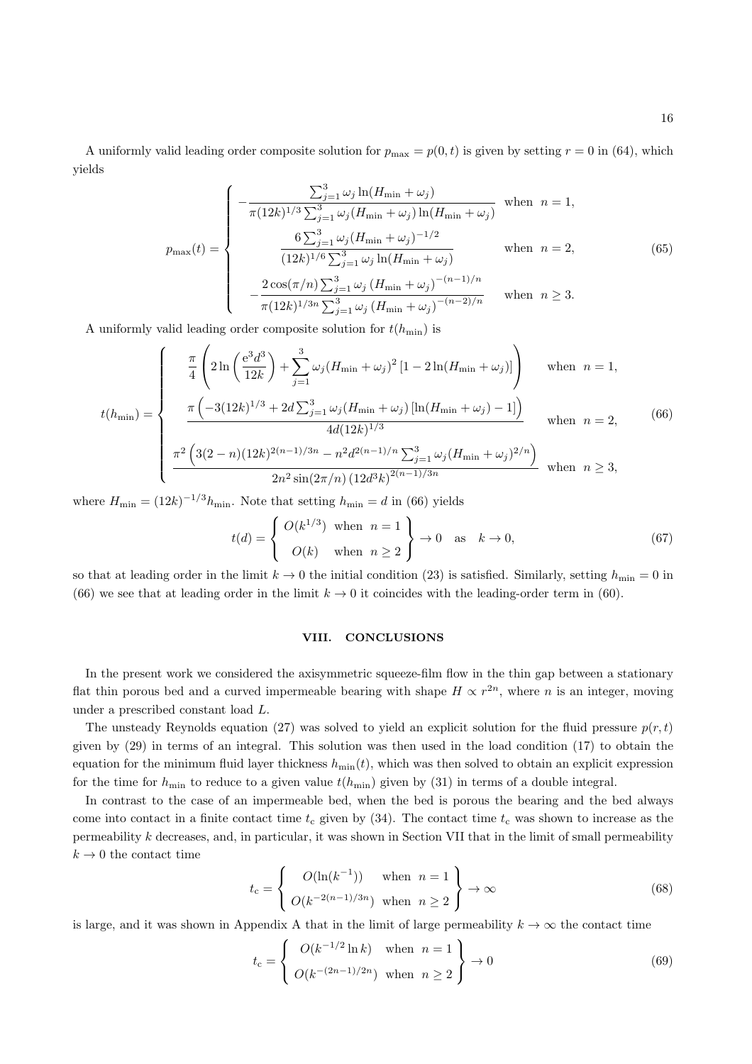A uniformly valid leading order composite solution for $p_{\max} = p(0,t)$ is given by setting $r = 0$ in (64), which yields

$$
p_{\max}(t) = \begin{cases} -\dfrac{\sum_{j=1}^{3} \omega_j \ln(H_{\min} + \omega_j)}{\pi(12k)^{1/3} \sum_{j=1}^{3} \omega_j (H_{\min} + \omega_j) \ln(H_{\min} + \omega_j)} & \text{when } n = 1, \\[2ex] \dfrac{6 \sum_{j=1}^{3} \omega_j (H_{\min} + \omega_j)^{-1/2}}{(12k)^{1/6} \sum_{j=1}^{3} \omega_j \ln(H_{\min} + \omega_j)} & \text{when } n = 2, \\[2ex] -\dfrac{2\cos(\pi/n) \sum_{j=1}^{3} \omega_j \left(H_{\min} + \omega_j\right)^{-(n-1)/n}}{\pi(12k)^{1/3n} \sum_{j=1}^{3} \omega_j \left(H_{\min} + \omega_j\right)^{-(n-2)/n}} & \text{when } n \geq 3. \end{cases} \tag{65}
$$

A uniformly valid leading order composite solution for $t(h_{\min})$ is

$$
t(h_{\min}) = \begin{cases} \dfrac{\pi}{4}\left(2\ln\left(\dfrac{\mathrm{e}^3 d^3}{12k}\right) + \displaystyle\sum_{j=1}^{3} \omega_j (H_{\min} + \omega_j)^2 \left[1 - 2\ln(H_{\min} + \omega_j)\right]\right) & \text{when } n = 1, \\[2ex] \dfrac{\pi\left(-3(12k)^{1/3} + 2d \sum_{j=1}^{3} \omega_j (H_{\min} + \omega_j)\left[\ln(H_{\min} + \omega_j) - 1\right]\right)}{4d(12k)^{1/3}} & \text{when } n = 2, \\[2ex] \dfrac{\pi^2\left(3(2-n)(12k)^{2(n-1)/3n} - n^2 d^{2(n-1)/n} \sum_{j=1}^{3} \omega_j (H_{\min} + \omega_j)^{2/n}\right)}{2n^2 \sin(2\pi/n)\left(12 d^3 k\right)^{2(n-1)/3n}} & \text{when } n \geq 3, \end{cases} \tag{66}
$$

where $H_{\min} = (12k)^{-1/3} h_{\min}$. Note that setting $h_{\min} = d$ in (66) yields

$$
t(d) = \left\{ \begin{array}{ll} O(k^{1/3}) & \text{when } n = 1 \\ O(k) & \text{when } n \geq 2 \end{array} \right\} \to 0 \quad \text{as} \quad k \to 0, \tag{67}
$$

so that at leading order in the limit $k \to 0$ the initial condition (23) is satisfied. Similarly, setting $h_{\min} = 0$ in (66) we see that at leading order in the limit $k \to 0$ it coincides with the leading-order term in (60).

## VIII. CONCLUSIONS

In the present work we considered the axisymmetric squeeze-film flow in the thin gap between a stationary flat thin porous bed and a curved impermeable bearing with shape $H \propto r^{2n}$, where $n$ is an integer, moving under a prescribed constant load $L$.

The unsteady Reynolds equation (27) was solved to yield an explicit solution for the fluid pressure $p(r,t)$ given by (29) in terms of an integral. This solution was then used in the load condition (17) to obtain the equation for the minimum fluid layer thickness $h_{\min}(t)$, which was then solved to obtain an explicit expression for the time for $h_{\min}$ to reduce to a given value $t(h_{\min})$ given by (31) in terms of a double integral.

In contrast to the case of an impermeable bed, when the bed is porous the bearing and the bed always come into contact in a finite contact time $t_{\mathrm{c}}$ given by (34). The contact time $t_{\mathrm{c}}$ was shown to increase as the permeability $k$ decreases, and, in particular, it was shown in Section VII that in the limit of small permeability $k \to 0$ the contact time

$$
t_{\mathrm{c}} = \left\{ \begin{array}{ll} O(\ln(k^{-1})) & \text{when } n = 1 \\ O(k^{-2(n-1)/3n}) & \text{when } n \geq 2 \end{array} \right\} \to \infty \tag{68}
$$

is large, and it was shown in Appendix A that in the limit of large permeability $k \to \infty$ the contact time

$$
t_{\mathrm{c}} = \left\{ \begin{array}{ll} O(k^{-1/2} \ln k) & \text{when } n = 1 \\ O(k^{-(2n-1)/2n}) & \text{when } n \geq 2 \end{array} \right\} \to 0 \tag{69}
$$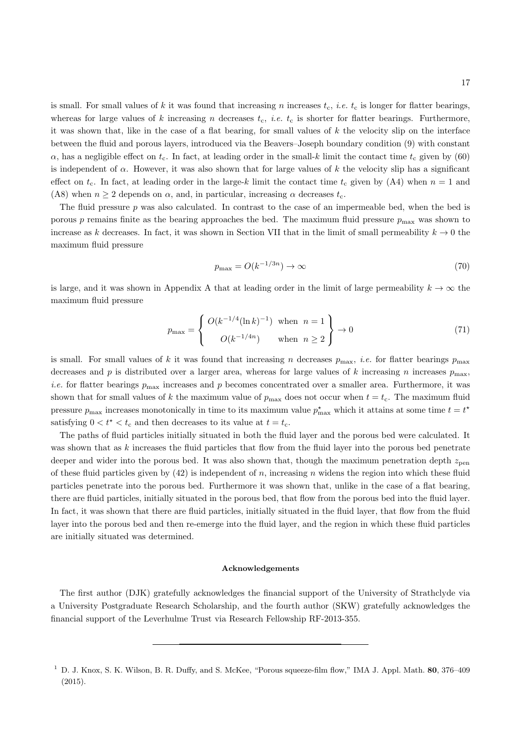is small. For small values of $k$ it was found that increasing $n$ increases $t_{\mathrm{c}}$, *i.e.* $t_{\mathrm{c}}$ is longer for flatter bearings, whereas for large values of $k$ increasing $n$ decreases $t_{\mathrm{c}}$, *i.e.* $t_{\mathrm{c}}$ is shorter for flatter bearings. Furthermore, it was shown that, like in the case of a flat bearing, for small values of $k$ the velocity slip on the interface between the fluid and porous layers, introduced via the Beavers–Joseph boundary condition (9) with constant $\alpha$, has a negligible effect on $t_{\mathrm{c}}$. In fact, at leading order in the small-$k$ limit the contact time $t_{\mathrm{c}}$ given by (60) is independent of $\alpha$. However, it was also shown that for large values of $k$ the velocity slip has a significant effect on $t_{\mathrm{c}}$. In fact, at leading order in the large-$k$ limit the contact time $t_{\mathrm{c}}$ given by (A4) when $n = 1$ and (A8) when $n \geq 2$ depends on $\alpha$, and, in particular, increasing $\alpha$ decreases $t_{\mathrm{c}}$.

The fluid pressure $p$ was also calculated. In contrast to the case of an impermeable bed, when the bed is porous $p$ remains finite as the bearing approaches the bed. The maximum fluid pressure $p_{\mathrm{max}}$ was shown to increase as $k$ decreases. In fact, it was shown in Section VII that in the limit of small permeability $k \to 0$ the maximum fluid pressure

$$p_{\mathrm{max}} = O(k^{-1/3n}) \to \infty \tag{70}$$

is large, and it was shown in Appendix A that at leading order in the limit of large permeability $k \to \infty$ the maximum fluid pressure

$$p_{\mathrm{max}} = \left\{ \begin{array}{ll} O(k^{-1/4}(\ln k)^{-1}) & \text{when} \;\; n = 1 \\ O(k^{-1/4n}) & \text{when} \;\; n \geq 2 \end{array} \right\} \to 0 \tag{71}$$

is small. For small values of $k$ it was found that increasing $n$ decreases $p_{\mathrm{max}}$, *i.e.* for flatter bearings $p_{\mathrm{max}}$ decreases and $p$ is distributed over a larger area, whereas for large values of $k$ increasing $n$ increases $p_{\mathrm{max}}$, *i.e.* for flatter bearings $p_{\mathrm{max}}$ increases and $p$ becomes concentrated over a smaller area. Furthermore, it was shown that for small values of $k$ the maximum value of $p_{\mathrm{max}}$ does not occur when $t = t_{\mathrm{c}}$. The maximum fluid pressure $p_{\mathrm{max}}$ increases monotonically in time to its maximum value $p^{\star}_{\mathrm{max}}$ which it attains at some time $t = t^{\star}$ satisfying $0 < t^{\star} < t_{\mathrm{c}}$ and then decreases to its value at $t = t_{\mathrm{c}}$.

The paths of fluid particles initially situated in both the fluid layer and the porous bed were calculated. It was shown that as $k$ increases the fluid particles that flow from the fluid layer into the porous bed penetrate deeper and wider into the porous bed. It was also shown that, though the maximum penetration depth $z_{\mathrm{pen}}$ of these fluid particles given by (42) is independent of $n$, increasing $n$ widens the region into which these fluid particles penetrate into the porous bed. Furthermore it was shown that, unlike in the case of a flat bearing, there are fluid particles, initially situated in the porous bed, that flow from the porous bed into the fluid layer. In fact, it was shown that there are fluid particles, initially situated in the fluid layer, that flow from the fluid layer into the porous bed and then re-emerge into the fluid layer, and the region in which these fluid particles are initially situated was determined.

## Acknowledgements

The first author (DJK) gratefully acknowledges the financial support of the University of Strathclyde via a University Postgraduate Research Scholarship, and the fourth author (SKW) gratefully acknowledges the financial support of the Leverhulme Trust via Research Fellowship RF-2013-355.

---

[1] D. J. Knox, S. K. Wilson, B. R. Duffy, and S. McKee, "Porous squeeze-film flow," IMA J. Appl. Math. **80**, 376–409 (2015).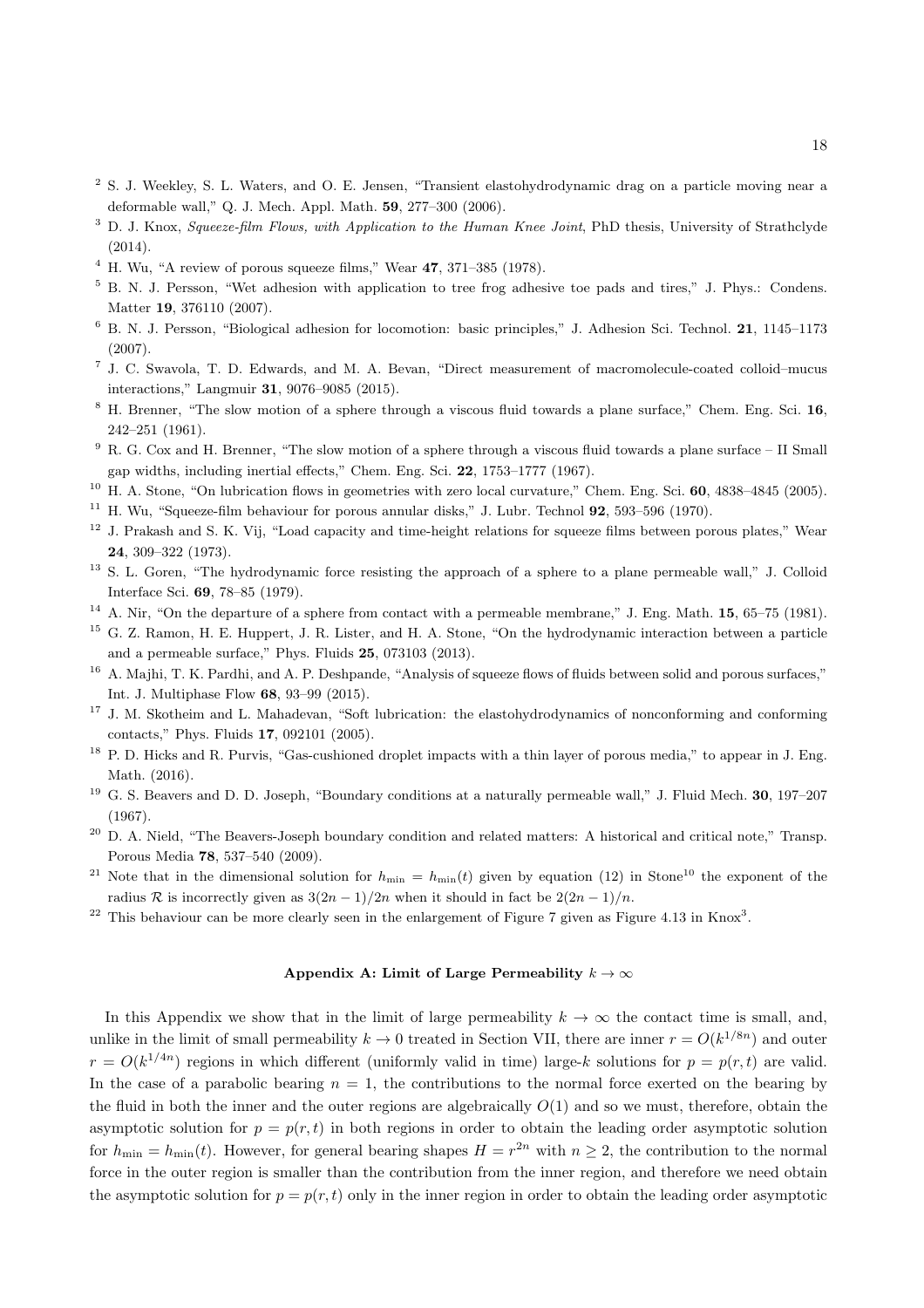[2] S. J. Weekley, S. L. Waters, and O. E. Jensen, "Transient elastohydrodynamic drag on a particle moving near a deformable wall," Q. J. Mech. Appl. Math. **59**, 277–300 (2006).

[3] D. J. Knox, *Squeeze-film Flows, with Application to the Human Knee Joint*, PhD thesis, University of Strathclyde (2014).

[4] H. Wu, "A review of porous squeeze films," Wear **47**, 371–385 (1978).

[5] B. N. J. Persson, "Wet adhesion with application to tree frog adhesive toe pads and tires," J. Phys.: Condens. Matter **19**, 376110 (2007).

[6] B. N. J. Persson, "Biological adhesion for locomotion: basic principles," J. Adhesion Sci. Technol. **21**, 1145–1173 (2007).

[7] J. C. Swavola, T. D. Edwards, and M. A. Bevan, "Direct measurement of macromolecule-coated colloid–mucus interactions," Langmuir **31**, 9076–9085 (2015).

[8] H. Brenner, "The slow motion of a sphere through a viscous fluid towards a plane surface," Chem. Eng. Sci. **16**, 242–251 (1961).

[9] R. G. Cox and H. Brenner, "The slow motion of a sphere through a viscous fluid towards a plane surface – II Small gap widths, including inertial effects," Chem. Eng. Sci. **22**, 1753–1777 (1967).

[10] H. A. Stone, "On lubrication flows in geometries with zero local curvature," Chem. Eng. Sci. **60**, 4838–4845 (2005).

[11] H. Wu, "Squeeze-film behaviour for porous annular disks," J. Lubr. Technol **92**, 593–596 (1970).

[12] J. Prakash and S. K. Vij, "Load capacity and time-height relations for squeeze films between porous plates," Wear **24**, 309–322 (1973).

[13] S. L. Goren, "The hydrodynamic force resisting the approach of a sphere to a plane permeable wall," J. Colloid Interface Sci. **69**, 78–85 (1979).

[14] A. Nir, "On the departure of a sphere from contact with a permeable membrane," J. Eng. Math. **15**, 65–75 (1981).

[15] G. Z. Ramon, H. E. Huppert, J. R. Lister, and H. A. Stone, "On the hydrodynamic interaction between a particle and a permeable surface," Phys. Fluids **25**, 073103 (2013).

[16] A. Majhi, T. K. Pardhi, and A. P. Deshpande, "Analysis of squeeze flows of fluids between solid and porous surfaces," Int. J. Multiphase Flow **68**, 93–99 (2015).

[17] J. M. Skotheim and L. Mahadevan, "Soft lubrication: the elastohydrodynamics of nonconforming and conforming contacts," Phys. Fluids **17**, 092101 (2005).

[18] P. D. Hicks and R. Purvis, "Gas-cushioned droplet impacts with a thin layer of porous media," to appear in J. Eng. Math. (2016).

[19] G. S. Beavers and D. D. Joseph, "Boundary conditions at a naturally permeable wall," J. Fluid Mech. **30**, 197–207 (1967).

[20] D. A. Nield, "The Beavers-Joseph boundary condition and related matters: A historical and critical note," Transp. Porous Media **78**, 537–540 (2009).

[21] Note that in the dimensional solution for $h_{\min} = h_{\min}(t)$ given by equation (12) in Stone[10] the exponent of the radius $\mathcal{R}$ is incorrectly given as $3(2n-1)/2n$ when it should in fact be $2(2n-1)/n$.

[22] This behaviour can be more clearly seen in the enlargement of Figure 7 given as Figure 4.13 in Knox[3].

## Appendix A: Limit of Large Permeability $k \to \infty$

In this Appendix we show that in the limit of large permeability $k \to \infty$ the contact time is small, and, unlike in the limit of small permeability $k \to 0$ treated in Section VII, there are inner $r = O(k^{1/8n})$ and outer $r = O(k^{1/4n})$ regions in which different (uniformly valid in time) large-$k$ solutions for $p = p(r,t)$ are valid. In the case of a parabolic bearing $n = 1$, the contributions to the normal force exerted on the bearing by the fluid in both the inner and the outer regions are algebraically $O(1)$ and so we must, therefore, obtain the asymptotic solution for $p = p(r,t)$ in both regions in order to obtain the leading order asymptotic solution for $h_{\min} = h_{\min}(t)$. However, for general bearing shapes $H = r^{2n}$ with $n \geq 2$, the contribution to the normal force in the outer region is smaller than the contribution from the inner region, and therefore we need obtain the asymptotic solution for $p = p(r,t)$ only in the inner region in order to obtain the leading order asymptotic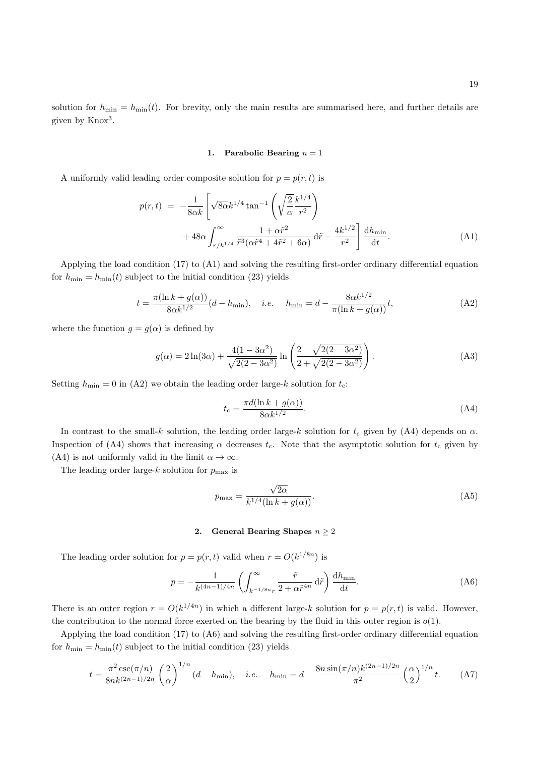solution for $h_{\min} = h_{\min}(t)$. For brevity, only the main results are summarised here, and further details are given by Knox[3].

### 1. Parabolic Bearing $n = 1$

A uniformly valid leading order composite solution for $p = p(r,t)$ is

$$p(r,t) = -\frac{1}{8\alpha k}\left[\sqrt{8\alpha}k^{1/4}\tan^{-1}\left(\sqrt{\frac{2}{\alpha}}\frac{k^{1/4}}{r^2}\right) + 48\alpha\int_{r/k^{1/4}}^{\infty}\frac{1+\alpha\tilde{r}^2}{\tilde{r}^3(\alpha\tilde{r}^4+4\tilde{r}^2+6\alpha)}\,\mathrm{d}\tilde{r} - \frac{4k^{1/2}}{r^2}\right]\frac{\mathrm{d}h_{\min}}{\mathrm{d}t}. \tag{A1}$$

Applying the load condition (17) to (A1) and solving the resulting first-order ordinary differential equation for $h_{\min} = h_{\min}(t)$ subject to the initial condition (23) yields

$$t = \frac{\pi(\ln k + g(\alpha))}{8\alpha k^{1/2}}(d - h_{\min}), \quad \textit{i.e.} \quad h_{\min} = d - \frac{8\alpha k^{1/2}}{\pi(\ln k + g(\alpha))}t, \tag{A2}$$

where the function $g = g(\alpha)$ is defined by

$$g(\alpha) = 2\ln(3\alpha) + \frac{4(1-3\alpha^2)}{\sqrt{2(2-3\alpha^2)}}\ln\left(\frac{2-\sqrt{2(2-3\alpha^2)}}{2+\sqrt{2(2-3\alpha^2)}}\right). \tag{A3}$$

Setting $h_{\min} = 0$ in (A2) we obtain the leading order large-$k$ solution for $t_{\mathrm{c}}$:

$$t_{\mathrm{c}} = \frac{\pi d(\ln k + g(\alpha))}{8\alpha k^{1/2}}. \tag{A4}$$

In contrast to the small-$k$ solution, the leading order large-$k$ solution for $t_{\mathrm{c}}$ given by (A4) depends on $\alpha$. Inspection of (A4) shows that increasing $\alpha$ decreases $t_{\mathrm{c}}$. Note that the asymptotic solution for $t_{\mathrm{c}}$ given by (A4) is not uniformly valid in the limit $\alpha \to \infty$.

The leading order large-$k$ solution for $p_{\max}$ is

$$p_{\max} = \frac{\sqrt{2\alpha}}{k^{1/4}(\ln k + g(\alpha))}. \tag{A5}$$

### 2. General Bearing Shapes $n \geq 2$

The leading order solution for $p = p(r,t)$ valid when $r = O(k^{1/8n})$ is

$$p = -\frac{1}{k^{(4n-1)/4n}}\left(\int_{k^{-1/8n}r}^{\infty}\frac{\tilde{r}}{2+\alpha\tilde{r}^{4n}}\,\mathrm{d}\tilde{r}\right)\frac{\mathrm{d}h_{\min}}{\mathrm{d}t}. \tag{A6}$$

There is an outer region $r = O(k^{1/4n})$ in which a different large-$k$ solution for $p = p(r,t)$ is valid. However, the contribution to the normal force exerted on the bearing by the fluid in this outer region is $o(1)$.

Applying the load condition (17) to (A6) and solving the resulting first-order ordinary differential equation for $h_{\min} = h_{\min}(t)$ subject to the initial condition (23) yields

$$t = \frac{\pi^2\csc(\pi/n)}{8nk^{(2n-1)/2n}}\left(\frac{2}{\alpha}\right)^{1/n}(d - h_{\min}), \quad \textit{i.e.} \quad h_{\min} = d - \frac{8n\sin(\pi/n)k^{(2n-1)/2n}}{\pi^2}\left(\frac{\alpha}{2}\right)^{1/n}t. \tag{A7}$$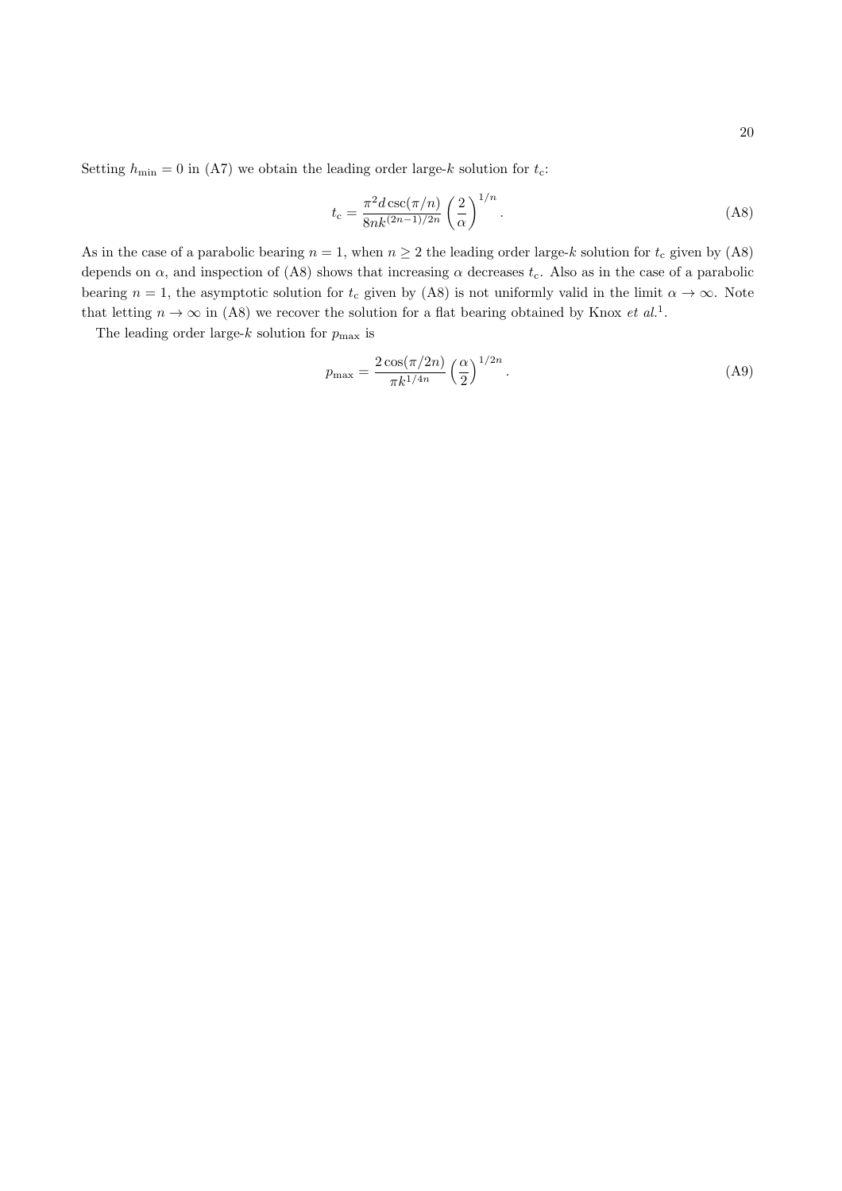Setting $h_{\min} = 0$ in (A7) we obtain the leading order large-$k$ solution for $t_{\rm c}$:

$$t_{\rm c} = \frac{\pi^2 d \csc(\pi/n)}{8nk^{(2n-1)/2n}} \left(\frac{2}{\alpha}\right)^{1/n}. \tag{A8}$$

As in the case of a parabolic bearing $n = 1$, when $n \geq 2$ the leading order large-$k$ solution for $t_{\rm c}$ given by (A8) depends on $\alpha$, and inspection of (A8) shows that increasing $\alpha$ decreases $t_{\rm c}$. Also as in the case of a parabolic bearing $n = 1$, the asymptotic solution for $t_{\rm c}$ given by (A8) is not uniformly valid in the limit $\alpha \to \infty$. Note that letting $n \to \infty$ in (A8) we recover the solution for a flat bearing obtained by Knox *et al.*[1].

The leading order large-$k$ solution for $p_{\max}$ is

$$p_{\max} = \frac{2\cos(\pi/2n)}{\pi k^{1/4n}} \left(\frac{\alpha}{2}\right)^{1/2n}. \tag{A9}$$